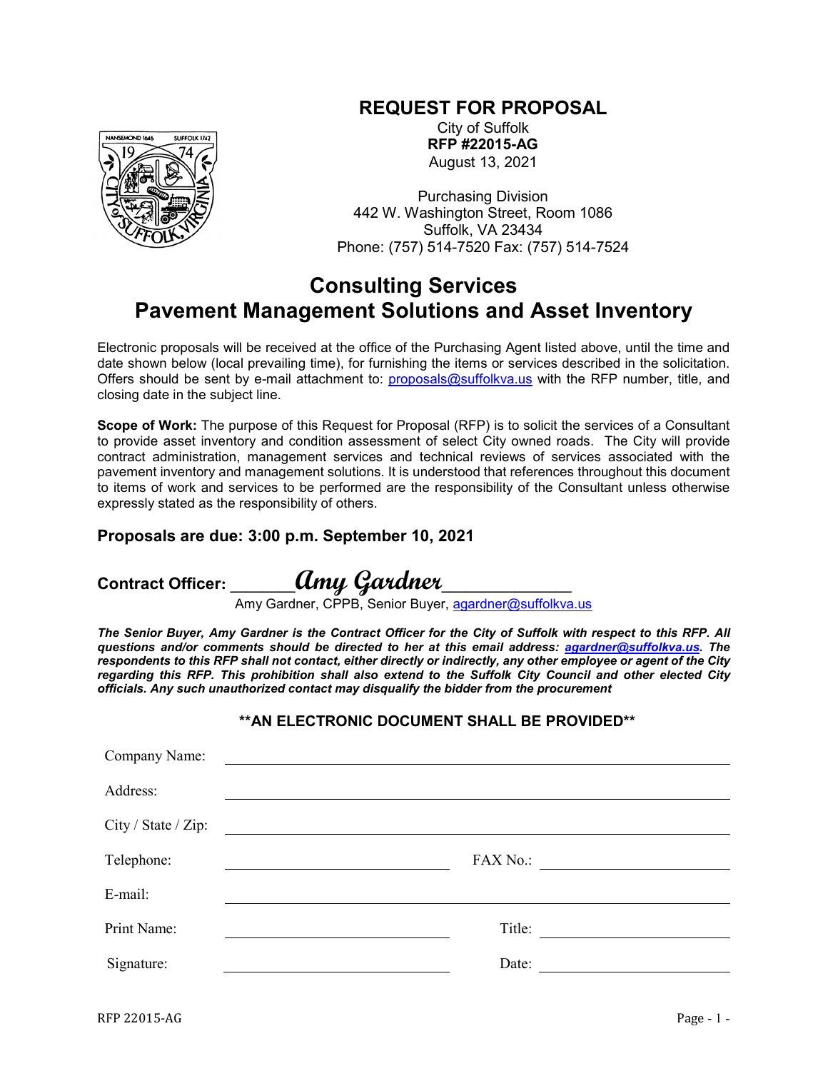# REQUEST FOR PROPOSAL

City of Suffolk
**RFP #22015-AG**
August 13, 2021

Purchasing Division
442 W. Washington Street, Room 1086
Suffolk, VA 23434
Phone: (757) 514-7520 Fax: (757) 514-7524

## Consulting Services
## Pavement Management Solutions and Asset Inventory

Electronic proposals will be received at the office of the Purchasing Agent listed above, until the time and date shown below (local prevailing time), for furnishing the items or services described in the solicitation. Offers should be sent by e-mail attachment to: proposals@suffolkva.us with the RFP number, title, and closing date in the subject line.

**Scope of Work:** The purpose of this Request for Proposal (RFP) is to solicit the services of a Consultant to provide asset inventory and condition assessment of select City owned roads. The City will provide contract administration, management services and technical reviews of services associated with the pavement inventory and management solutions. It is understood that references throughout this document to items of work and services to be performed are the responsibility of the Consultant unless otherwise expressly stated as the responsibility of others.

### Proposals are due: 3:00 p.m. September 10, 2021

**Contract Officer:** ______*Amy Gardner*____________
Amy Gardner, CPPB, Senior Buyer, agardner@suffolkva.us

***The Senior Buyer, Amy Gardner is the Contract Officer for the City of Suffolk with respect to this RFP. All questions and/or comments should be directed to her at this email address: agardner@suffolkva.us. The respondents to this RFP shall not contact, either directly or indirectly, any other employee or agent of the City regarding this RFP. This prohibition shall also extend to the Suffolk City Council and other elected City officials. Any such unauthorized contact may disqualify the bidder from the procurement***

**\*\*AN ELECTRONIC DOCUMENT SHALL BE PROVIDED\*\***

Company Name: ____________________

Address: ____________________

City / State / Zip: ____________________

Telephone: ____________________ FAX No.: ____________________

E-mail: ____________________

Print Name: ____________________ Title: ____________________

Signature: ____________________ Date: ____________________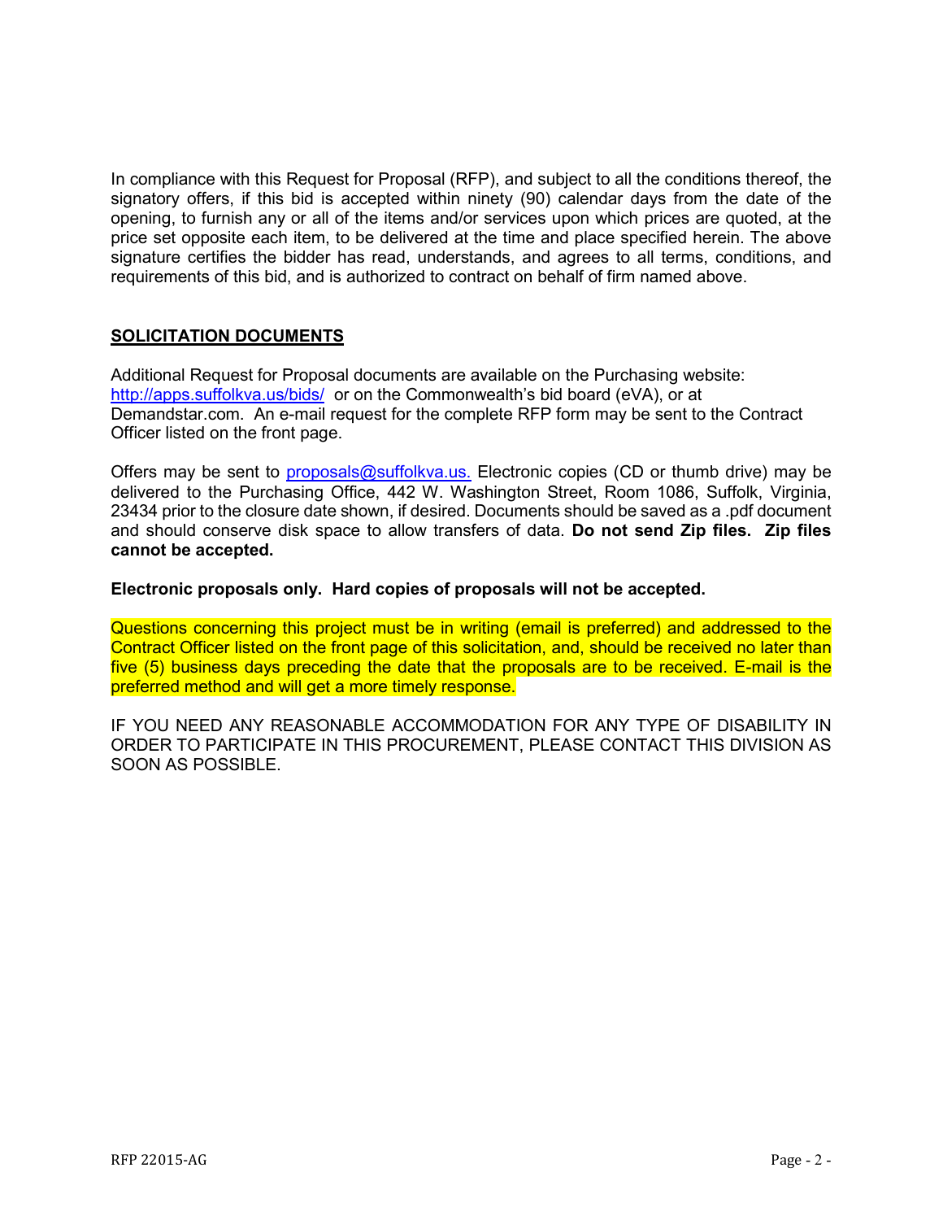In compliance with this Request for Proposal (RFP), and subject to all the conditions thereof, the signatory offers, if this bid is accepted within ninety (90) calendar days from the date of the opening, to furnish any or all of the items and/or services upon which prices are quoted, at the price set opposite each item, to be delivered at the time and place specified herein. The above signature certifies the bidder has read, understands, and agrees to all terms, conditions, and requirements of this bid, and is authorized to contract on behalf of firm named above.

## SOLICITATION DOCUMENTS

Additional Request for Proposal documents are available on the Purchasing website: http://apps.suffolkva.us/bids/ or on the Commonwealth's bid board (eVA), or at Demandstar.com. An e-mail request for the complete RFP form may be sent to the Contract Officer listed on the front page.

Offers may be sent to proposals@suffolkva.us. Electronic copies (CD or thumb drive) may be delivered to the Purchasing Office, 442 W. Washington Street, Room 1086, Suffolk, Virginia, 23434 prior to the closure date shown, if desired. Documents should be saved as a .pdf document and should conserve disk space to allow transfers of data. **Do not send Zip files. Zip files cannot be accepted.**

**Electronic proposals only. Hard copies of proposals will not be accepted.**

Questions concerning this project must be in writing (email is preferred) and addressed to the Contract Officer listed on the front page of this solicitation, and, should be received no later than five (5) business days preceding the date that the proposals are to be received. E-mail is the preferred method and will get a more timely response.

IF YOU NEED ANY REASONABLE ACCOMMODATION FOR ANY TYPE OF DISABILITY IN ORDER TO PARTICIPATE IN THIS PROCUREMENT, PLEASE CONTACT THIS DIVISION AS SOON AS POSSIBLE.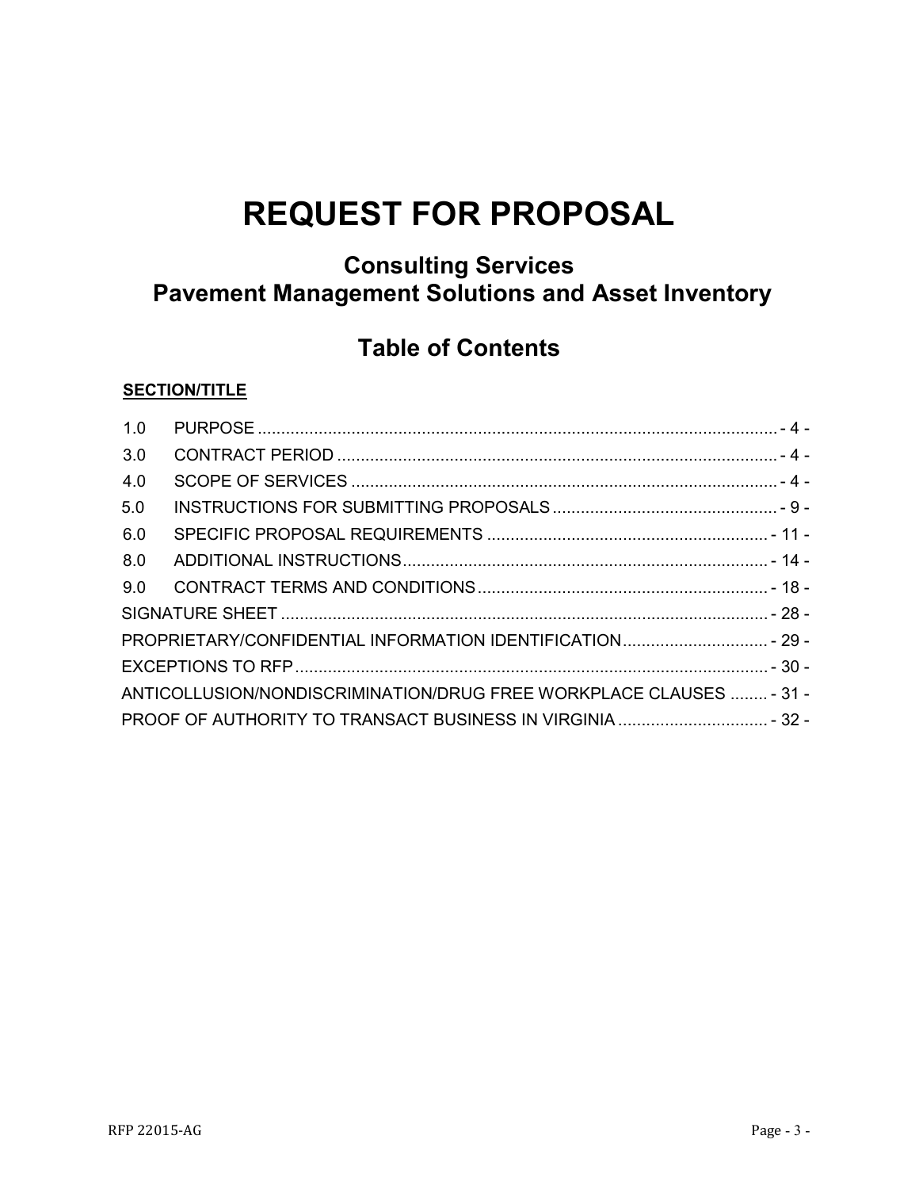# REQUEST FOR PROPOSAL

## Consulting Services
## Pavement Management Solutions and Asset Inventory

## Table of Contents

**SECTION/TITLE**

| | | |
|---|---|---|
| 1.0 | PURPOSE | - 4 - |
| 3.0 | CONTRACT PERIOD | - 4 - |
| 4.0 | SCOPE OF SERVICES | - 4 - |
| 5.0 | INSTRUCTIONS FOR SUBMITTING PROPOSALS | - 9 - |
| 6.0 | SPECIFIC PROPOSAL REQUIREMENTS | - 11 - |
| 8.0 | ADDITIONAL INSTRUCTIONS | - 14 - |
| 9.0 | CONTRACT TERMS AND CONDITIONS | - 18 - |
| SIGNATURE SHEET | | - 28 - |
| PROPRIETARY/CONFIDENTIAL INFORMATION IDENTIFICATION | | - 29 - |
| EXCEPTIONS TO RFP | | - 30 - |
| ANTICOLLUSION/NONDISCRIMINATION/DRUG FREE WORKPLACE CLAUSES | | - 31 - |
| PROOF OF AUTHORITY TO TRANSACT BUSINESS IN VIRGINIA | | - 32 - |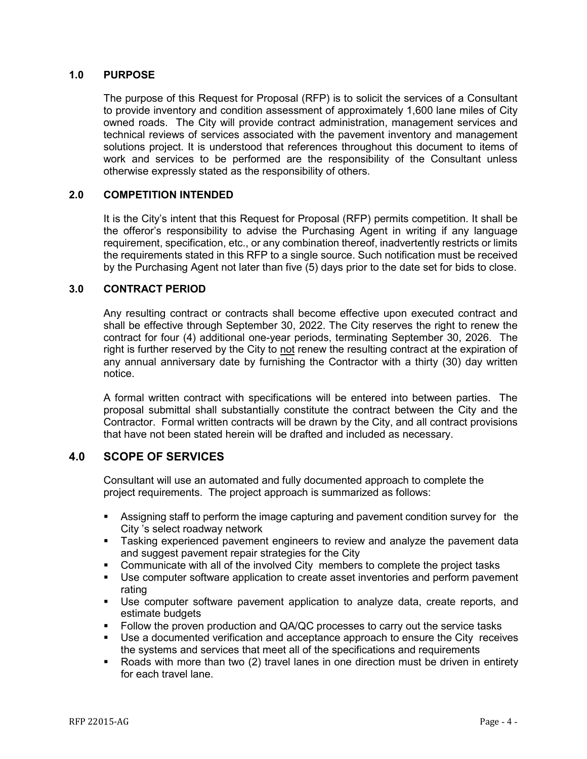## 1.0 PURPOSE

The purpose of this Request for Proposal (RFP) is to solicit the services of a Consultant to provide inventory and condition assessment of approximately 1,600 lane miles of City owned roads. The City will provide contract administration, management services and technical reviews of services associated with the pavement inventory and management solutions project. It is understood that references throughout this document to items of work and services to be performed are the responsibility of the Consultant unless otherwise expressly stated as the responsibility of others.

## 2.0 COMPETITION INTENDED

It is the City's intent that this Request for Proposal (RFP) permits competition. It shall be the offeror's responsibility to advise the Purchasing Agent in writing if any language requirement, specification, etc., or any combination thereof, inadvertently restricts or limits the requirements stated in this RFP to a single source. Such notification must be received by the Purchasing Agent not later than five (5) days prior to the date set for bids to close.

## 3.0 CONTRACT PERIOD

Any resulting contract or contracts shall become effective upon executed contract and shall be effective through September 30, 2022. The City reserves the right to renew the contract for four (4) additional one-year periods, terminating September 30, 2026. The right is further reserved by the City to <u>not</u> renew the resulting contract at the expiration of any annual anniversary date by furnishing the Contractor with a thirty (30) day written notice.

A formal written contract with specifications will be entered into between parties. The proposal submittal shall substantially constitute the contract between the City and the Contractor. Formal written contracts will be drawn by the City, and all contract provisions that have not been stated herein will be drafted and included as necessary.

## 4.0 SCOPE OF SERVICES

Consultant will use an automated and fully documented approach to complete the project requirements. The project approach is summarized as follows:

- Assigning staff to perform the image capturing and pavement condition survey for the City 's select roadway network
- Tasking experienced pavement engineers to review and analyze the pavement data and suggest pavement repair strategies for the City
- Communicate with all of the involved City members to complete the project tasks
- Use computer software application to create asset inventories and perform pavement rating
- Use computer software pavement application to analyze data, create reports, and estimate budgets
- Follow the proven production and QA/QC processes to carry out the service tasks
- Use a documented verification and acceptance approach to ensure the City receives the systems and services that meet all of the specifications and requirements
- Roads with more than two (2) travel lanes in one direction must be driven in entirety for each travel lane.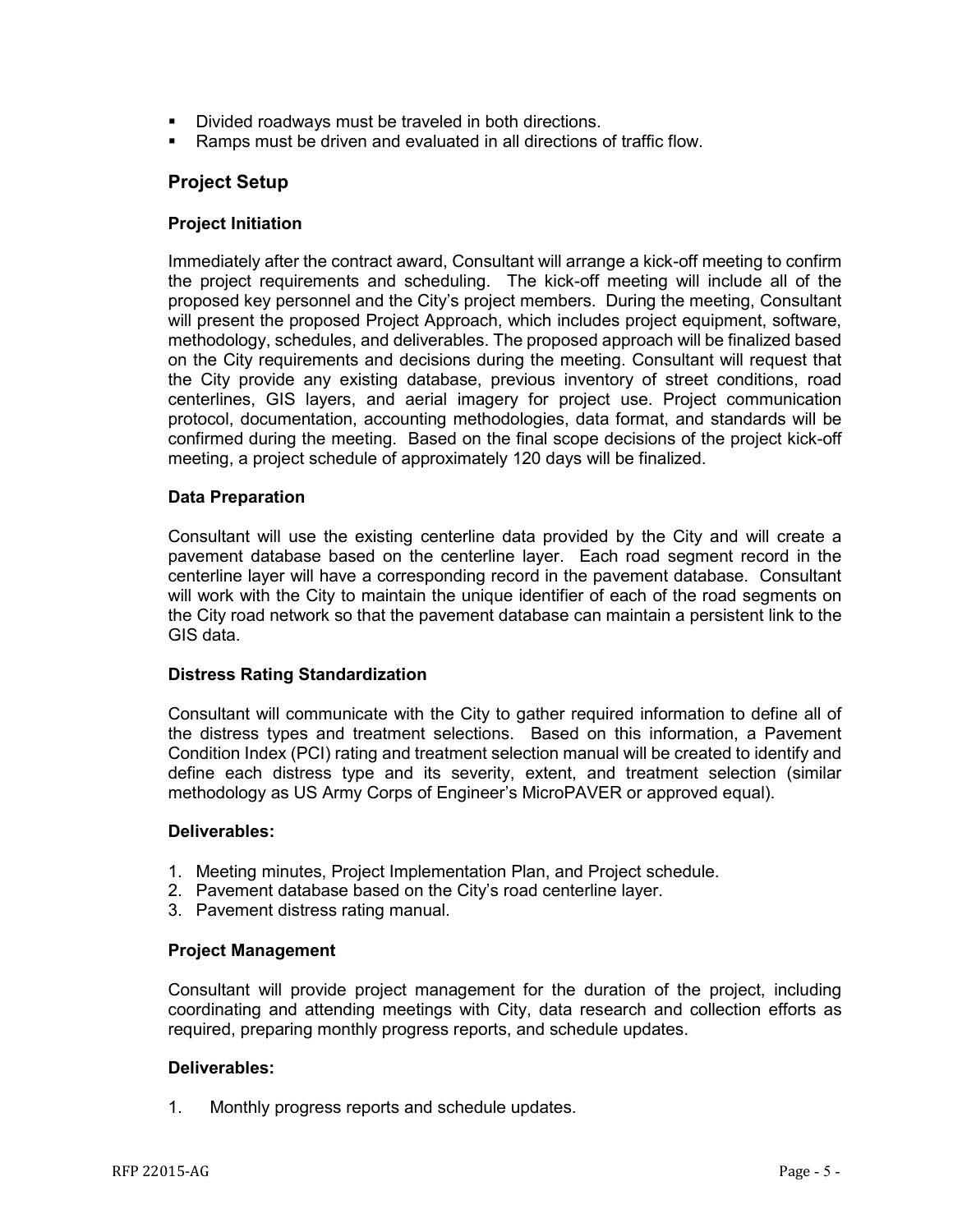- Divided roadways must be traveled in both directions.
- Ramps must be driven and evaluated in all directions of traffic flow.

## Project Setup

### Project Initiation

Immediately after the contract award, Consultant will arrange a kick-off meeting to confirm the project requirements and scheduling. The kick-off meeting will include all of the proposed key personnel and the City's project members. During the meeting, Consultant will present the proposed Project Approach, which includes project equipment, software, methodology, schedules, and deliverables. The proposed approach will be finalized based on the City requirements and decisions during the meeting. Consultant will request that the City provide any existing database, previous inventory of street conditions, road centerlines, GIS layers, and aerial imagery for project use. Project communication protocol, documentation, accounting methodologies, data format, and standards will be confirmed during the meeting. Based on the final scope decisions of the project kick-off meeting, a project schedule of approximately 120 days will be finalized.

### Data Preparation

Consultant will use the existing centerline data provided by the City and will create a pavement database based on the centerline layer. Each road segment record in the centerline layer will have a corresponding record in the pavement database. Consultant will work with the City to maintain the unique identifier of each of the road segments on the City road network so that the pavement database can maintain a persistent link to the GIS data.

### Distress Rating Standardization

Consultant will communicate with the City to gather required information to define all of the distress types and treatment selections. Based on this information, a Pavement Condition Index (PCI) rating and treatment selection manual will be created to identify and define each distress type and its severity, extent, and treatment selection (similar methodology as US Army Corps of Engineer's MicroPAVER or approved equal).

**Deliverables:**

1. Meeting minutes, Project Implementation Plan, and Project schedule.
2. Pavement database based on the City's road centerline layer.
3. Pavement distress rating manual.

### Project Management

Consultant will provide project management for the duration of the project, including coordinating and attending meetings with City, data research and collection efforts as required, preparing monthly progress reports, and schedule updates.

**Deliverables:**

1. Monthly progress reports and schedule updates.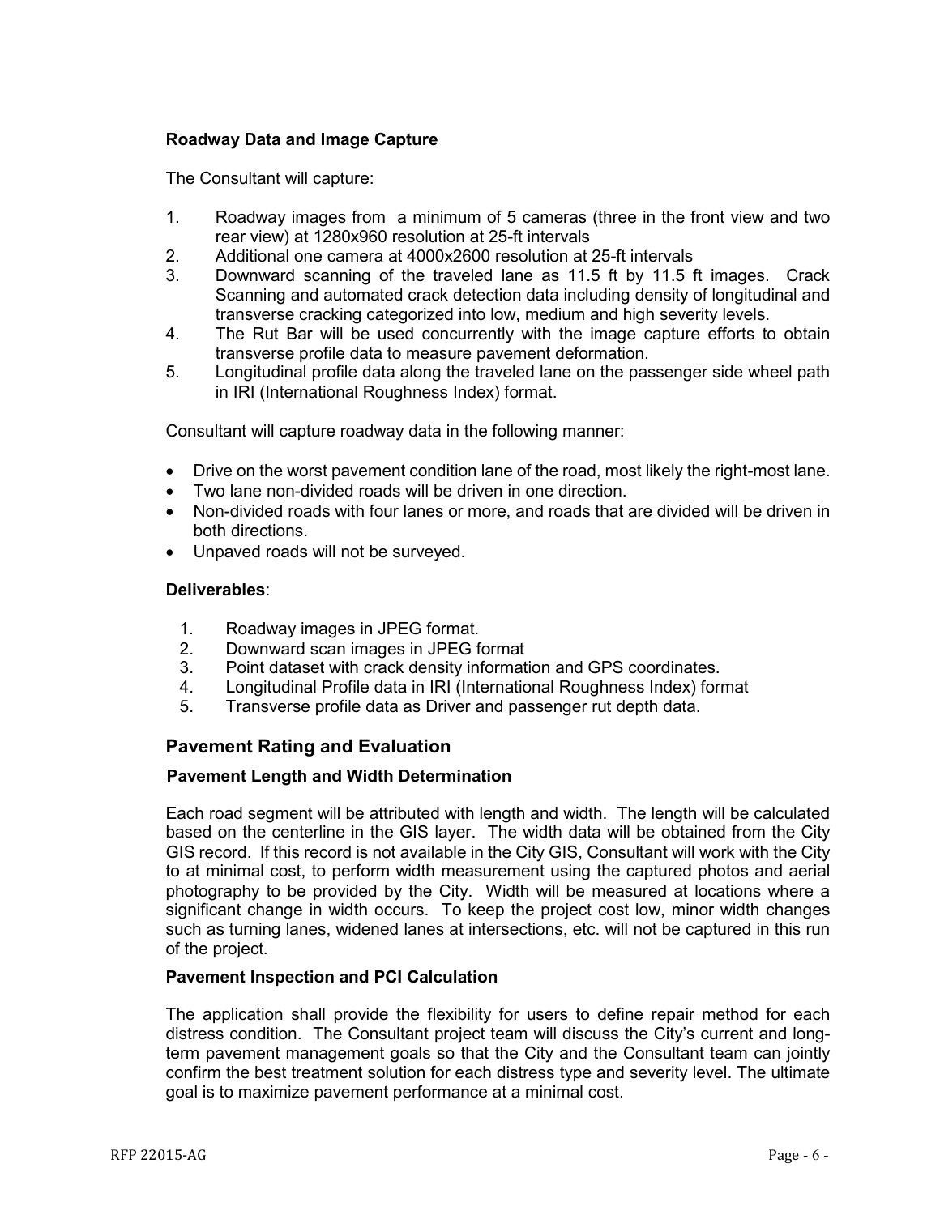**Roadway Data and Image Capture**

The Consultant will capture:

1. Roadway images from a minimum of 5 cameras (three in the front view and two rear view) at 1280x960 resolution at 25-ft intervals
2. Additional one camera at 4000x2600 resolution at 25-ft intervals
3. Downward scanning of the traveled lane as 11.5 ft by 11.5 ft images. Crack Scanning and automated crack detection data including density of longitudinal and transverse cracking categorized into low, medium and high severity levels.
4. The Rut Bar will be used concurrently with the image capture efforts to obtain transverse profile data to measure pavement deformation.
5. Longitudinal profile data along the traveled lane on the passenger side wheel path in IRI (International Roughness Index) format.

Consultant will capture roadway data in the following manner:

- Drive on the worst pavement condition lane of the road, most likely the right-most lane.
- Two lane non-divided roads will be driven in one direction.
- Non-divided roads with four lanes or more, and roads that are divided will be driven in both directions.
- Unpaved roads will not be surveyed.

**Deliverables**:

1. Roadway images in JPEG format.
2. Downward scan images in JPEG format
3. Point dataset with crack density information and GPS coordinates.
4. Longitudinal Profile data in IRI (International Roughness Index) format
5. Transverse profile data as Driver and passenger rut depth data.

## Pavement Rating and Evaluation

### Pavement Length and Width Determination

Each road segment will be attributed with length and width. The length will be calculated based on the centerline in the GIS layer. The width data will be obtained from the City GIS record. If this record is not available in the City GIS, Consultant will work with the City to at minimal cost, to perform width measurement using the captured photos and aerial photography to be provided by the City. Width will be measured at locations where a significant change in width occurs. To keep the project cost low, minor width changes such as turning lanes, widened lanes at intersections, etc. will not be captured in this run of the project.

### Pavement Inspection and PCI Calculation

The application shall provide the flexibility for users to define repair method for each distress condition. The Consultant project team will discuss the City's current and long-term pavement management goals so that the City and the Consultant team can jointly confirm the best treatment solution for each distress type and severity level. The ultimate goal is to maximize pavement performance at a minimal cost.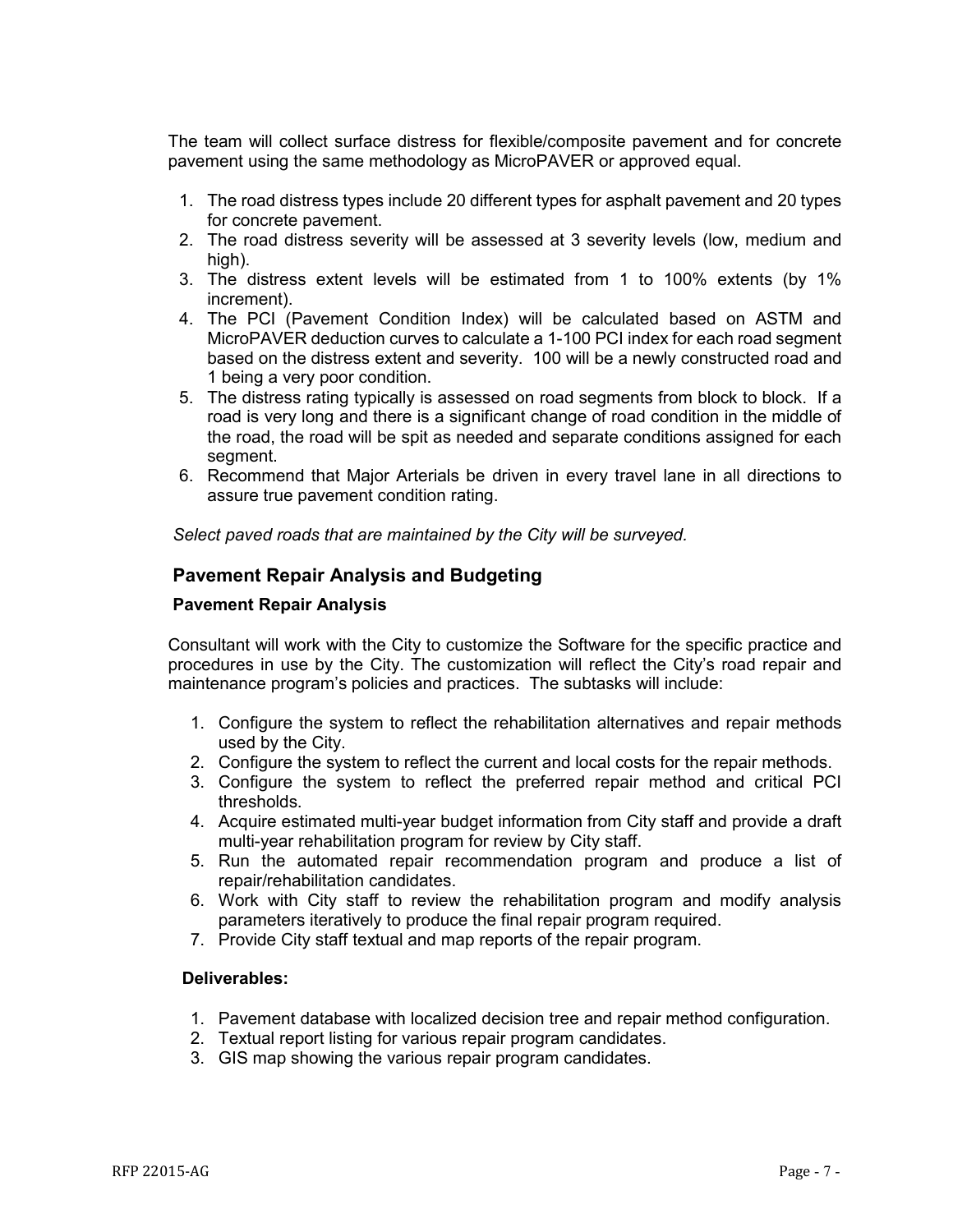The team will collect surface distress for flexible/composite pavement and for concrete pavement using the same methodology as MicroPAVER or approved equal.

1. The road distress types include 20 different types for asphalt pavement and 20 types for concrete pavement.
2. The road distress severity will be assessed at 3 severity levels (low, medium and high).
3. The distress extent levels will be estimated from 1 to 100% extents (by 1% increment).
4. The PCI (Pavement Condition Index) will be calculated based on ASTM and MicroPAVER deduction curves to calculate a 1-100 PCI index for each road segment based on the distress extent and severity. 100 will be a newly constructed road and 1 being a very poor condition.
5. The distress rating typically is assessed on road segments from block to block. If a road is very long and there is a significant change of road condition in the middle of the road, the road will be spit as needed and separate conditions assigned for each segment.
6. Recommend that Major Arterials be driven in every travel lane in all directions to assure true pavement condition rating.

*Select paved roads that are maintained by the City will be surveyed.*

## Pavement Repair Analysis and Budgeting

### Pavement Repair Analysis

Consultant will work with the City to customize the Software for the specific practice and procedures in use by the City. The customization will reflect the City's road repair and maintenance program's policies and practices. The subtasks will include:

1. Configure the system to reflect the rehabilitation alternatives and repair methods used by the City.
2. Configure the system to reflect the current and local costs for the repair methods.
3. Configure the system to reflect the preferred repair method and critical PCI thresholds.
4. Acquire estimated multi-year budget information from City staff and provide a draft multi-year rehabilitation program for review by City staff.
5. Run the automated repair recommendation program and produce a list of repair/rehabilitation candidates.
6. Work with City staff to review the rehabilitation program and modify analysis parameters iteratively to produce the final repair program required.
7. Provide City staff textual and map reports of the repair program.

**Deliverables:**

1. Pavement database with localized decision tree and repair method configuration.
2. Textual report listing for various repair program candidates.
3. GIS map showing the various repair program candidates.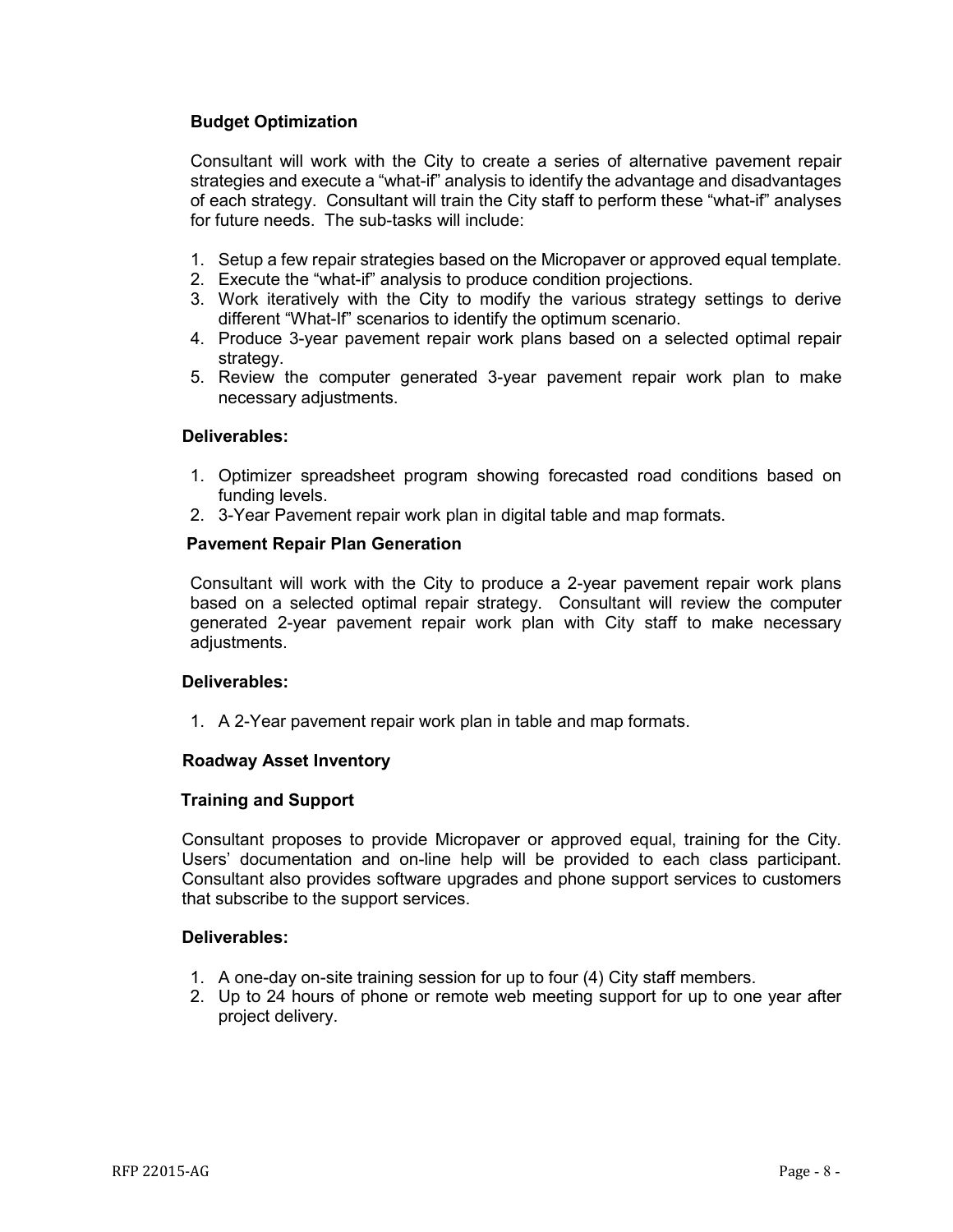**Budget Optimization**

Consultant will work with the City to create a series of alternative pavement repair strategies and execute a "what-if" analysis to identify the advantage and disadvantages of each strategy. Consultant will train the City staff to perform these "what-if" analyses for future needs. The sub-tasks will include:

1. Setup a few repair strategies based on the Micropaver or approved equal template.
2. Execute the "what-if" analysis to produce condition projections.
3. Work iteratively with the City to modify the various strategy settings to derive different "What-If" scenarios to identify the optimum scenario.
4. Produce 3-year pavement repair work plans based on a selected optimal repair strategy.
5. Review the computer generated 3-year pavement repair work plan to make necessary adjustments.

**Deliverables:**

1. Optimizer spreadsheet program showing forecasted road conditions based on funding levels.
2. 3-Year Pavement repair work plan in digital table and map formats.

**Pavement Repair Plan Generation**

Consultant will work with the City to produce a 2-year pavement repair work plans based on a selected optimal repair strategy. Consultant will review the computer generated 2-year pavement repair work plan with City staff to make necessary adjustments.

**Deliverables:**

1. A 2-Year pavement repair work plan in table and map formats.

**Roadway Asset Inventory**

**Training and Support**

Consultant proposes to provide Micropaver or approved equal, training for the City. Users' documentation and on-line help will be provided to each class participant. Consultant also provides software upgrades and phone support services to customers that subscribe to the support services.

**Deliverables:**

1. A one-day on-site training session for up to four (4) City staff members.
2. Up to 24 hours of phone or remote web meeting support for up to one year after project delivery.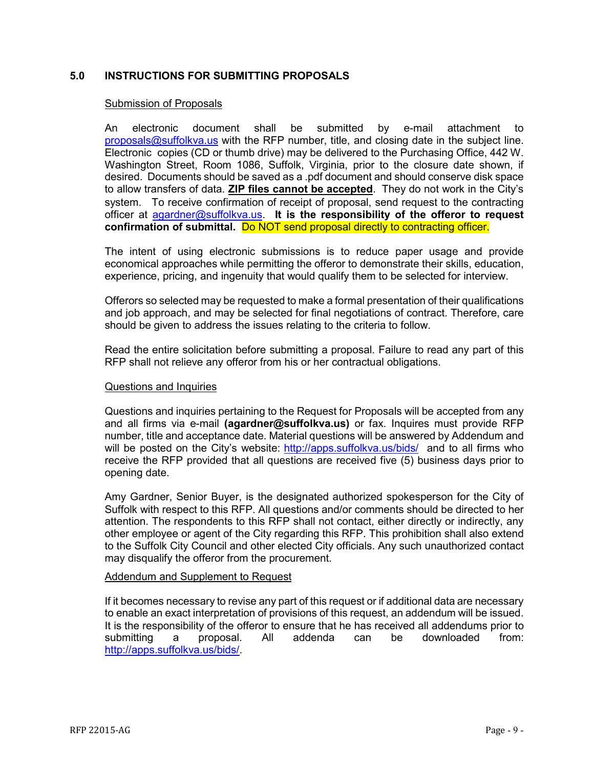## 5.0 INSTRUCTIONS FOR SUBMITTING PROPOSALS

<u>Submission of Proposals</u>

An electronic document shall be submitted by e-mail attachment to proposals@suffolkva.us with the RFP number, title, and closing date in the subject line. Electronic copies (CD or thumb drive) may be delivered to the Purchasing Office, 442 W. Washington Street, Room 1086, Suffolk, Virginia, prior to the closure date shown, if desired. Documents should be saved as a .pdf document and should conserve disk space to allow transfers of data. **<u>ZIP files cannot be accepted</u>**. They do not work in the City's system. To receive confirmation of receipt of proposal, send request to the contracting officer at agardner@suffolkva.us. **It is the responsibility of the offeror to request confirmation of submittal.** Do NOT send proposal directly to contracting officer.

The intent of using electronic submissions is to reduce paper usage and provide economical approaches while permitting the offeror to demonstrate their skills, education, experience, pricing, and ingenuity that would qualify them to be selected for interview.

Offerors so selected may be requested to make a formal presentation of their qualifications and job approach, and may be selected for final negotiations of contract. Therefore, care should be given to address the issues relating to the criteria to follow.

Read the entire solicitation before submitting a proposal. Failure to read any part of this RFP shall not relieve any offeror from his or her contractual obligations.

<u>Questions and Inquiries</u>

Questions and inquiries pertaining to the Request for Proposals will be accepted from any and all firms via e-mail **(agardner@suffolkva.us)** or fax. Inquires must provide RFP number, title and acceptance date. Material questions will be answered by Addendum and will be posted on the City's website: http://apps.suffolkva.us/bids/ and to all firms who receive the RFP provided that all questions are received five (5) business days prior to opening date.

Amy Gardner, Senior Buyer, is the designated authorized spokesperson for the City of Suffolk with respect to this RFP. All questions and/or comments should be directed to her attention. The respondents to this RFP shall not contact, either directly or indirectly, any other employee or agent of the City regarding this RFP. This prohibition shall also extend to the Suffolk City Council and other elected City officials. Any such unauthorized contact may disqualify the offeror from the procurement.

<u>Addendum and Supplement to Request</u>

If it becomes necessary to revise any part of this request or if additional data are necessary to enable an exact interpretation of provisions of this request, an addendum will be issued. It is the responsibility of the offeror to ensure that he has received all addendums prior to submitting a proposal. All addenda can be downloaded from: http://apps.suffolkva.us/bids/.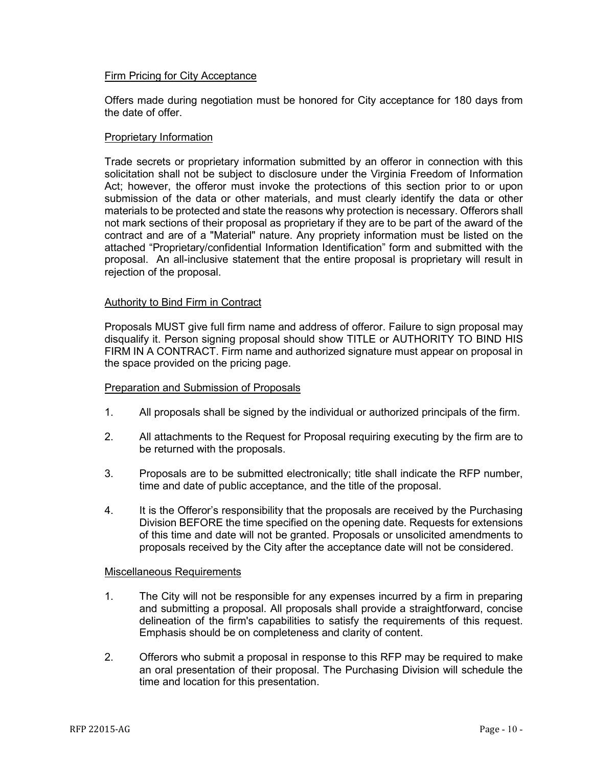## Firm Pricing for City Acceptance

Offers made during negotiation must be honored for City acceptance for 180 days from the date of offer.

## Proprietary Information

Trade secrets or proprietary information submitted by an offeror in connection with this solicitation shall not be subject to disclosure under the Virginia Freedom of Information Act; however, the offeror must invoke the protections of this section prior to or upon submission of the data or other materials, and must clearly identify the data or other materials to be protected and state the reasons why protection is necessary. Offerors shall not mark sections of their proposal as proprietary if they are to be part of the award of the contract and are of a "Material" nature. Any propriety information must be listed on the attached "Proprietary/confidential Information Identification" form and submitted with the proposal. An all-inclusive statement that the entire proposal is proprietary will result in rejection of the proposal.

## Authority to Bind Firm in Contract

Proposals MUST give full firm name and address of offeror. Failure to sign proposal may disqualify it. Person signing proposal should show TITLE or AUTHORITY TO BIND HIS FIRM IN A CONTRACT. Firm name and authorized signature must appear on proposal in the space provided on the pricing page.

## Preparation and Submission of Proposals

1. All proposals shall be signed by the individual or authorized principals of the firm.
2. All attachments to the Request for Proposal requiring executing by the firm are to be returned with the proposals.
3. Proposals are to be submitted electronically; title shall indicate the RFP number, time and date of public acceptance, and the title of the proposal.
4. It is the Offeror's responsibility that the proposals are received by the Purchasing Division BEFORE the time specified on the opening date. Requests for extensions of this time and date will not be granted. Proposals or unsolicited amendments to proposals received by the City after the acceptance date will not be considered.

## Miscellaneous Requirements

1. The City will not be responsible for any expenses incurred by a firm in preparing and submitting a proposal. All proposals shall provide a straightforward, concise delineation of the firm's capabilities to satisfy the requirements of this request. Emphasis should be on completeness and clarity of content.
2. Offerors who submit a proposal in response to this RFP may be required to make an oral presentation of their proposal. The Purchasing Division will schedule the time and location for this presentation.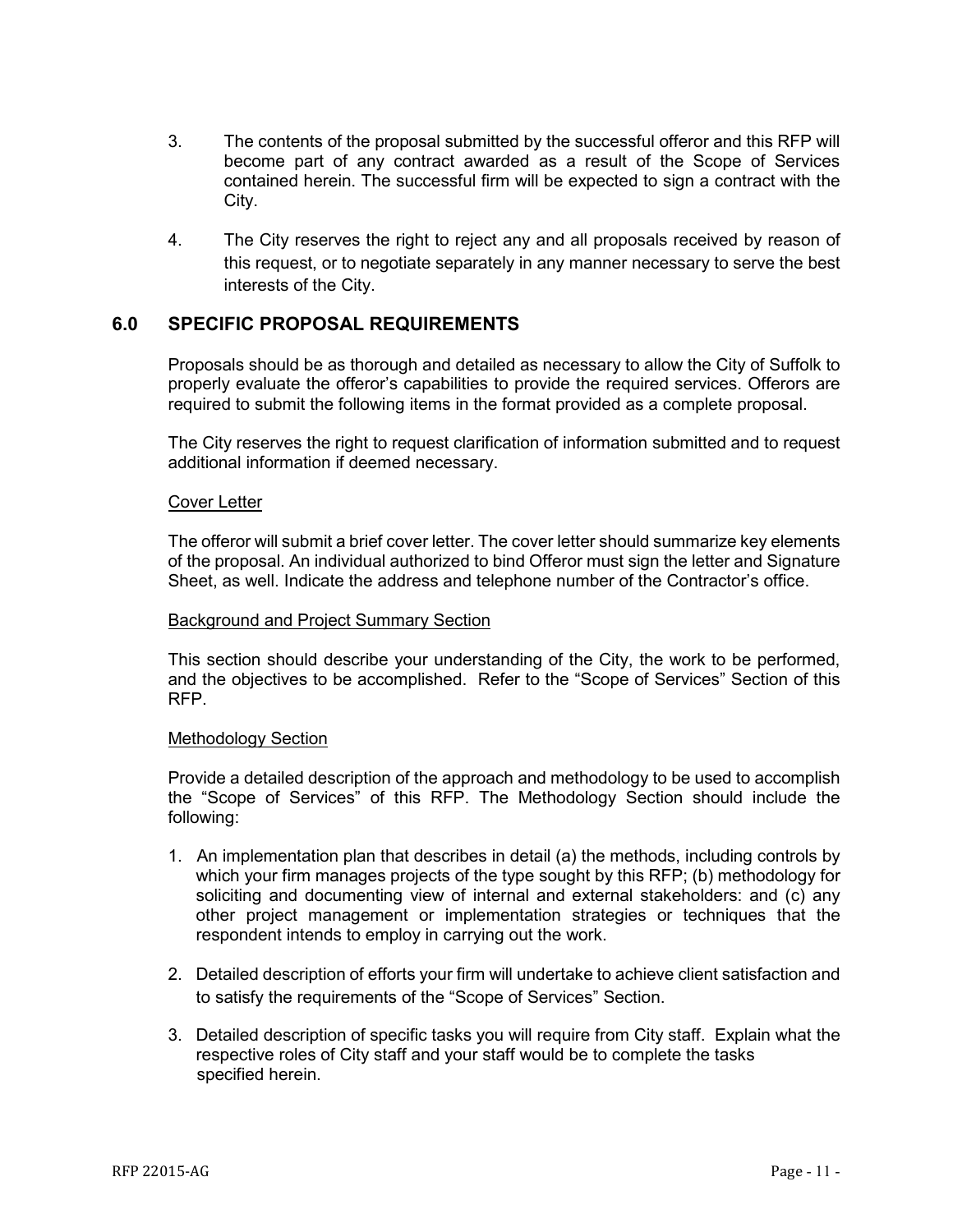3. The contents of the proposal submitted by the successful offeror and this RFP will become part of any contract awarded as a result of the Scope of Services contained herein. The successful firm will be expected to sign a contract with the City.

4. The City reserves the right to reject any and all proposals received by reason of this request, or to negotiate separately in any manner necessary to serve the best interests of the City.

## 6.0 SPECIFIC PROPOSAL REQUIREMENTS

Proposals should be as thorough and detailed as necessary to allow the City of Suffolk to properly evaluate the offeror's capabilities to provide the required services. Offerors are required to submit the following items in the format provided as a complete proposal.

The City reserves the right to request clarification of information submitted and to request additional information if deemed necessary.

### Cover Letter

The offeror will submit a brief cover letter. The cover letter should summarize key elements of the proposal. An individual authorized to bind Offeror must sign the letter and Signature Sheet, as well. Indicate the address and telephone number of the Contractor's office.

### Background and Project Summary Section

This section should describe your understanding of the City, the work to be performed, and the objectives to be accomplished. Refer to the "Scope of Services" Section of this RFP.

### Methodology Section

Provide a detailed description of the approach and methodology to be used to accomplish the "Scope of Services" of this RFP. The Methodology Section should include the following:

1. An implementation plan that describes in detail (a) the methods, including controls by which your firm manages projects of the type sought by this RFP; (b) methodology for soliciting and documenting view of internal and external stakeholders: and (c) any other project management or implementation strategies or techniques that the respondent intends to employ in carrying out the work.

2. Detailed description of efforts your firm will undertake to achieve client satisfaction and to satisfy the requirements of the "Scope of Services" Section.

3. Detailed description of specific tasks you will require from City staff. Explain what the respective roles of City staff and your staff would be to complete the tasks specified herein.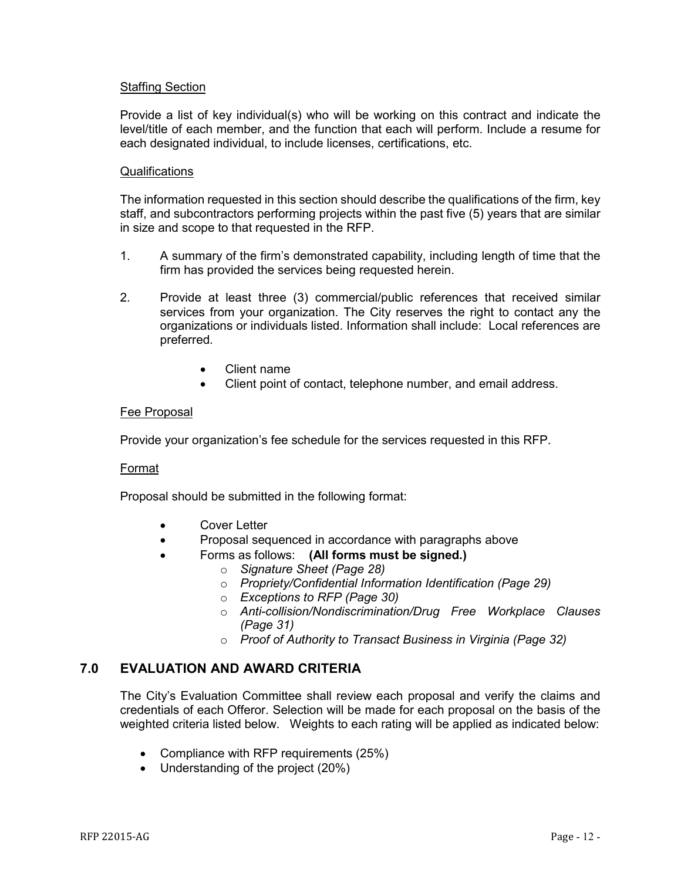Staffing Section

Provide a list of key individual(s) who will be working on this contract and indicate the level/title of each member, and the function that each will perform. Include a resume for each designated individual, to include licenses, certifications, etc.

Qualifications

The information requested in this section should describe the qualifications of the firm, key staff, and subcontractors performing projects within the past five (5) years that are similar in size and scope to that requested in the RFP.

1. A summary of the firm's demonstrated capability, including length of time that the firm has provided the services being requested herein.

2. Provide at least three (3) commercial/public references that received similar services from your organization. The City reserves the right to contact any the organizations or individuals listed. Information shall include: Local references are preferred.

   - Client name
   - Client point of contact, telephone number, and email address.

Fee Proposal

Provide your organization's fee schedule for the services requested in this RFP.

Format

Proposal should be submitted in the following format:

- Cover Letter
- Proposal sequenced in accordance with paragraphs above
- Forms as follows: **(All forms must be signed.)**
  - *Signature Sheet (Page 28)*
  - *Propriety/Confidential Information Identification (Page 29)*
  - *Exceptions to RFP (Page 30)*
  - *Anti-collision/Nondiscrimination/Drug Free Workplace Clauses (Page 31)*
  - *Proof of Authority to Transact Business in Virginia (Page 32)*

## 7.0 EVALUATION AND AWARD CRITERIA

The City's Evaluation Committee shall review each proposal and verify the claims and credentials of each Offeror. Selection will be made for each proposal on the basis of the weighted criteria listed below. Weights to each rating will be applied as indicated below:

- Compliance with RFP requirements (25%)
- Understanding of the project (20%)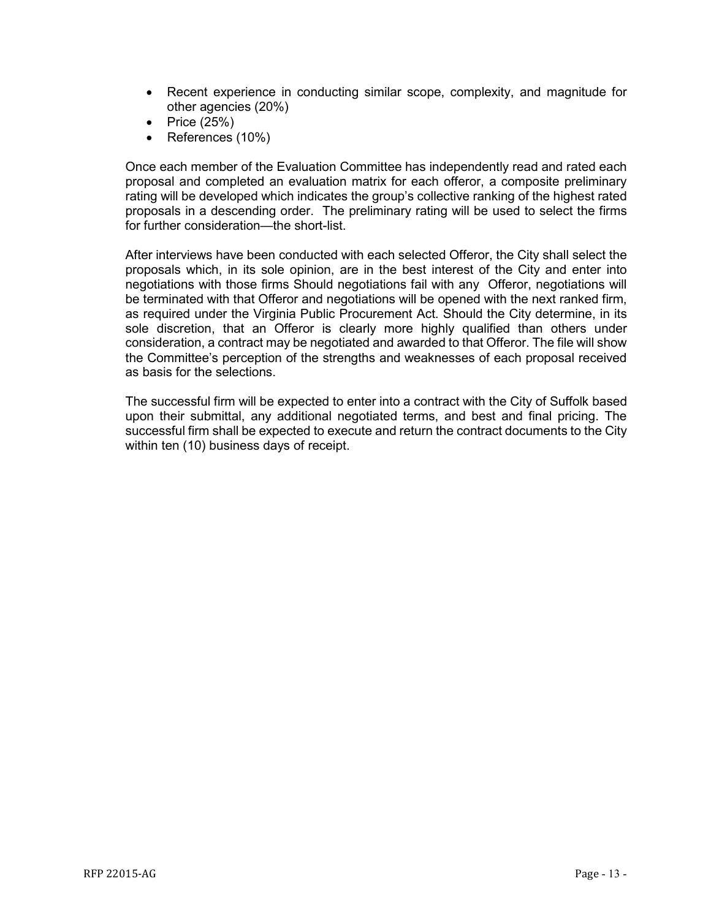- Recent experience in conducting similar scope, complexity, and magnitude for other agencies (20%)
- Price (25%)
- References (10%)

Once each member of the Evaluation Committee has independently read and rated each proposal and completed an evaluation matrix for each offeror, a composite preliminary rating will be developed which indicates the group's collective ranking of the highest rated proposals in a descending order. The preliminary rating will be used to select the firms for further consideration—the short-list.

After interviews have been conducted with each selected Offeror, the City shall select the proposals which, in its sole opinion, are in the best interest of the City and enter into negotiations with those firms Should negotiations fail with any Offeror, negotiations will be terminated with that Offeror and negotiations will be opened with the next ranked firm, as required under the Virginia Public Procurement Act. Should the City determine, in its sole discretion, that an Offeror is clearly more highly qualified than others under consideration, a contract may be negotiated and awarded to that Offeror. The file will show the Committee's perception of the strengths and weaknesses of each proposal received as basis for the selections.

The successful firm will be expected to enter into a contract with the City of Suffolk based upon their submittal, any additional negotiated terms, and best and final pricing. The successful firm shall be expected to execute and return the contract documents to the City within ten (10) business days of receipt.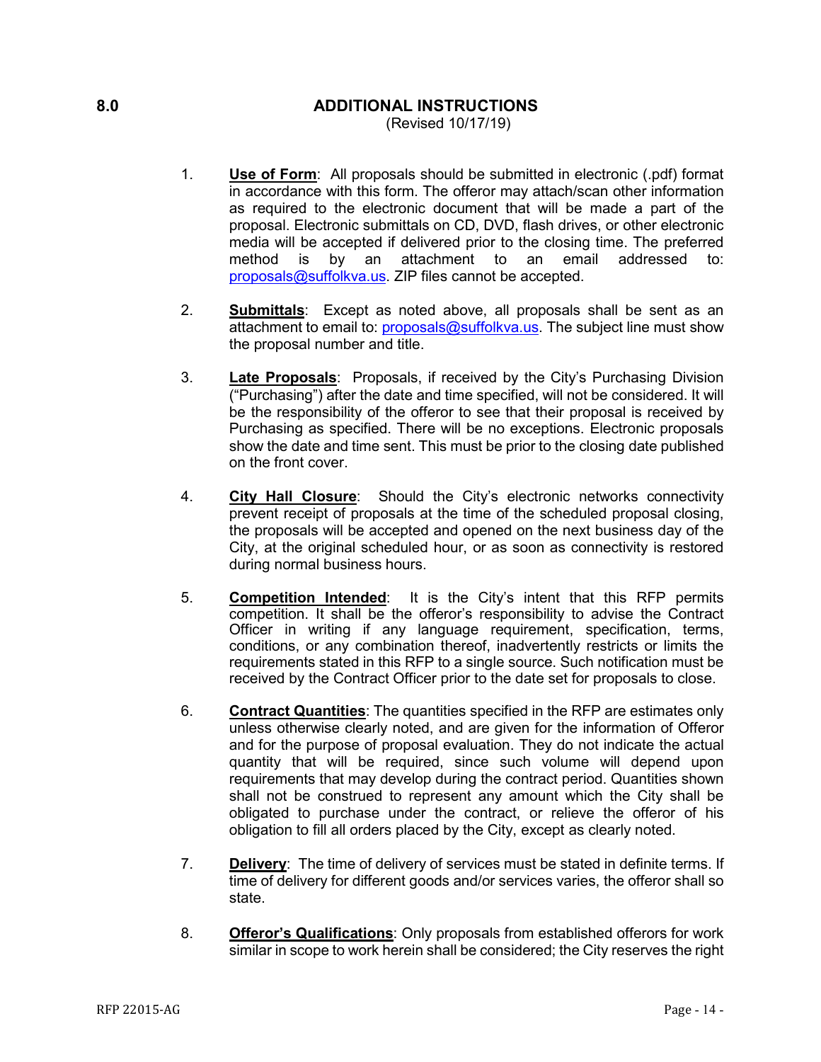## 8.0 ADDITIONAL INSTRUCTIONS

(Revised 10/17/19)

1. **Use of Form**: All proposals should be submitted in electronic (.pdf) format in accordance with this form. The offeror may attach/scan other information as required to the electronic document that will be made a part of the proposal. Electronic submittals on CD, DVD, flash drives, or other electronic media will be accepted if delivered prior to the closing time. The preferred method is by an attachment to an email addressed to: proposals@suffolkva.us. ZIP files cannot be accepted.

2. **Submittals**: Except as noted above, all proposals shall be sent as an attachment to email to: proposals@suffolkva.us. The subject line must show the proposal number and title.

3. **Late Proposals**: Proposals, if received by the City's Purchasing Division ("Purchasing") after the date and time specified, will not be considered. It will be the responsibility of the offeror to see that their proposal is received by Purchasing as specified. There will be no exceptions. Electronic proposals show the date and time sent. This must be prior to the closing date published on the front cover.

4. **City Hall Closure**: Should the City's electronic networks connectivity prevent receipt of proposals at the time of the scheduled proposal closing, the proposals will be accepted and opened on the next business day of the City, at the original scheduled hour, or as soon as connectivity is restored during normal business hours.

5. **Competition Intended**: It is the City's intent that this RFP permits competition. It shall be the offeror's responsibility to advise the Contract Officer in writing if any language requirement, specification, terms, conditions, or any combination thereof, inadvertently restricts or limits the requirements stated in this RFP to a single source. Such notification must be received by the Contract Officer prior to the date set for proposals to close.

6. **Contract Quantities**: The quantities specified in the RFP are estimates only unless otherwise clearly noted, and are given for the information of Offeror and for the purpose of proposal evaluation. They do not indicate the actual quantity that will be required, since such volume will depend upon requirements that may develop during the contract period. Quantities shown shall not be construed to represent any amount which the City shall be obligated to purchase under the contract, or relieve the offeror of his obligation to fill all orders placed by the City, except as clearly noted.

7. **Delivery**: The time of delivery of services must be stated in definite terms. If time of delivery for different goods and/or services varies, the offeror shall so state.

8. **Offeror's Qualifications**: Only proposals from established offerors for work similar in scope to work herein shall be considered; the City reserves the right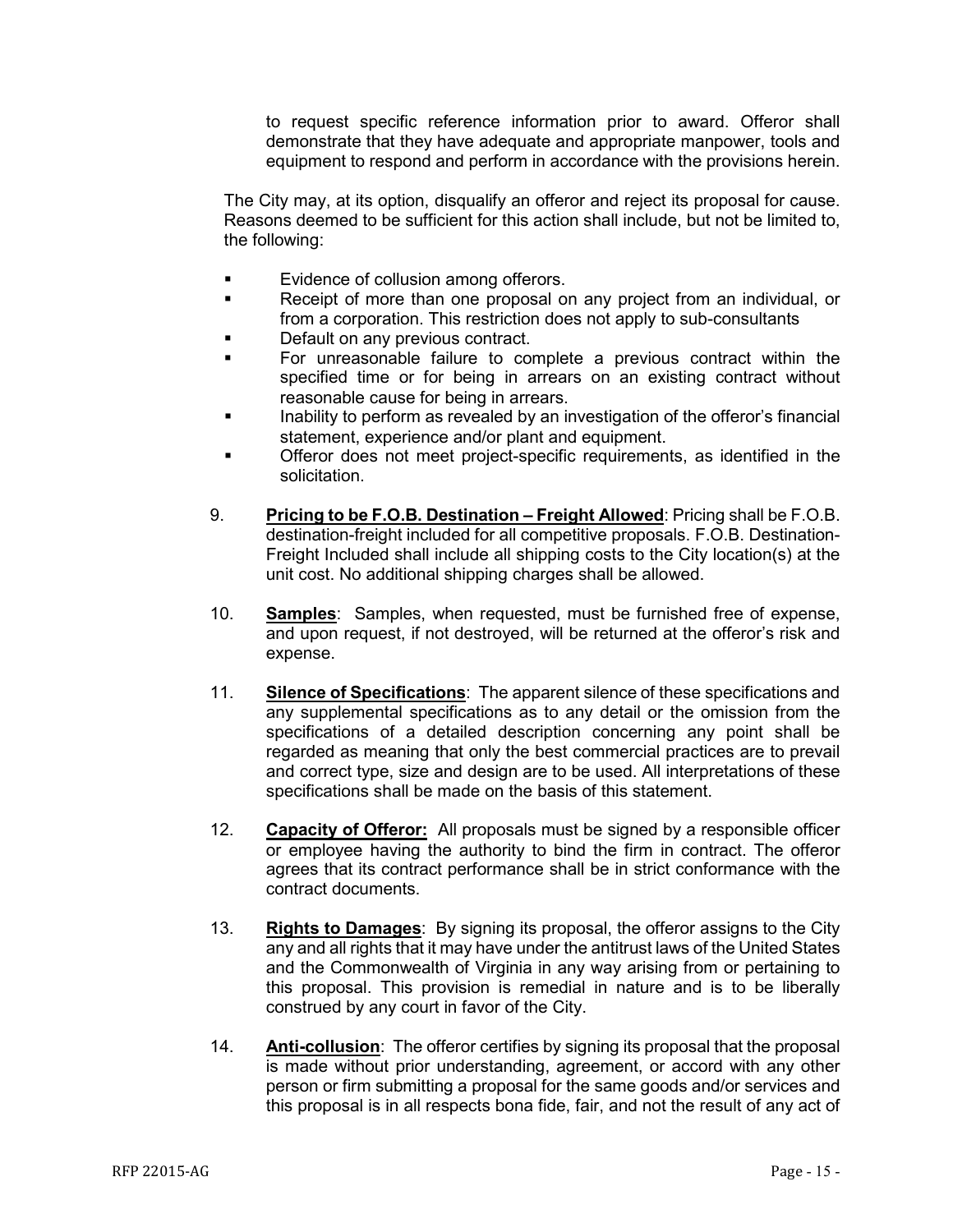to request specific reference information prior to award. Offeror shall demonstrate that they have adequate and appropriate manpower, tools and equipment to respond and perform in accordance with the provisions herein.

The City may, at its option, disqualify an offeror and reject its proposal for cause. Reasons deemed to be sufficient for this action shall include, but not be limited to, the following:

- Evidence of collusion among offerors.
- Receipt of more than one proposal on any project from an individual, or from a corporation. This restriction does not apply to sub-consultants
- Default on any previous contract.
- For unreasonable failure to complete a previous contract within the specified time or for being in arrears on an existing contract without reasonable cause for being in arrears.
- Inability to perform as revealed by an investigation of the offeror's financial statement, experience and/or plant and equipment.
- Offeror does not meet project-specific requirements, as identified in the solicitation.

9. **Pricing to be F.O.B. Destination – Freight Allowed**: Pricing shall be F.O.B. destination-freight included for all competitive proposals. F.O.B. Destination-Freight Included shall include all shipping costs to the City location(s) at the unit cost. No additional shipping charges shall be allowed.

10. **Samples**: Samples, when requested, must be furnished free of expense, and upon request, if not destroyed, will be returned at the offeror's risk and expense.

11. **Silence of Specifications**: The apparent silence of these specifications and any supplemental specifications as to any detail or the omission from the specifications of a detailed description concerning any point shall be regarded as meaning that only the best commercial practices are to prevail and correct type, size and design are to be used. All interpretations of these specifications shall be made on the basis of this statement.

12. **Capacity of Offeror:** All proposals must be signed by a responsible officer or employee having the authority to bind the firm in contract. The offeror agrees that its contract performance shall be in strict conformance with the contract documents.

13. **Rights to Damages**: By signing its proposal, the offeror assigns to the City any and all rights that it may have under the antitrust laws of the United States and the Commonwealth of Virginia in any way arising from or pertaining to this proposal. This provision is remedial in nature and is to be liberally construed by any court in favor of the City.

14. **Anti-collusion**: The offeror certifies by signing its proposal that the proposal is made without prior understanding, agreement, or accord with any other person or firm submitting a proposal for the same goods and/or services and this proposal is in all respects bona fide, fair, and not the result of any act of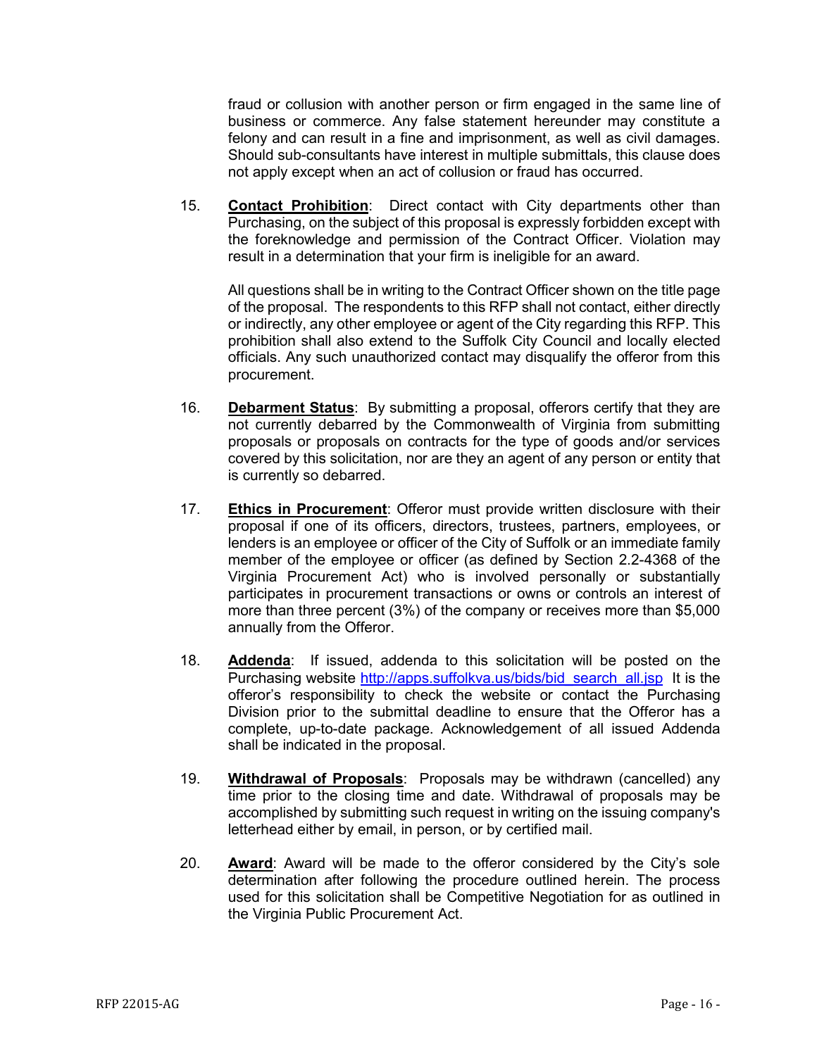fraud or collusion with another person or firm engaged in the same line of business or commerce. Any false statement hereunder may constitute a felony and can result in a fine and imprisonment, as well as civil damages. Should sub-consultants have interest in multiple submittals, this clause does not apply except when an act of collusion or fraud has occurred.

15. **Contact Prohibition**: Direct contact with City departments other than Purchasing, on the subject of this proposal is expressly forbidden except with the foreknowledge and permission of the Contract Officer. Violation may result in a determination that your firm is ineligible for an award.

    All questions shall be in writing to the Contract Officer shown on the title page of the proposal. The respondents to this RFP shall not contact, either directly or indirectly, any other employee or agent of the City regarding this RFP. This prohibition shall also extend to the Suffolk City Council and locally elected officials. Any such unauthorized contact may disqualify the offeror from this procurement.

16. **Debarment Status**: By submitting a proposal, offerors certify that they are not currently debarred by the Commonwealth of Virginia from submitting proposals or proposals on contracts for the type of goods and/or services covered by this solicitation, nor are they an agent of any person or entity that is currently so debarred.

17. **Ethics in Procurement**: Offeror must provide written disclosure with their proposal if one of its officers, directors, trustees, partners, employees, or lenders is an employee or officer of the City of Suffolk or an immediate family member of the employee or officer (as defined by Section 2.2-4368 of the Virginia Procurement Act) who is involved personally or substantially participates in procurement transactions or owns or controls an interest of more than three percent (3%) of the company or receives more than $5,000 annually from the Offeror.

18. **Addenda**: If issued, addenda to this solicitation will be posted on the Purchasing website http://apps.suffolkva.us/bids/bid_search_all.jsp It is the offeror's responsibility to check the website or contact the Purchasing Division prior to the submittal deadline to ensure that the Offeror has a complete, up-to-date package. Acknowledgement of all issued Addenda shall be indicated in the proposal.

19. **Withdrawal of Proposals**: Proposals may be withdrawn (cancelled) any time prior to the closing time and date. Withdrawal of proposals may be accomplished by submitting such request in writing on the issuing company's letterhead either by email, in person, or by certified mail.

20. **Award**: Award will be made to the offeror considered by the City's sole determination after following the procedure outlined herein. The process used for this solicitation shall be Competitive Negotiation for as outlined in the Virginia Public Procurement Act.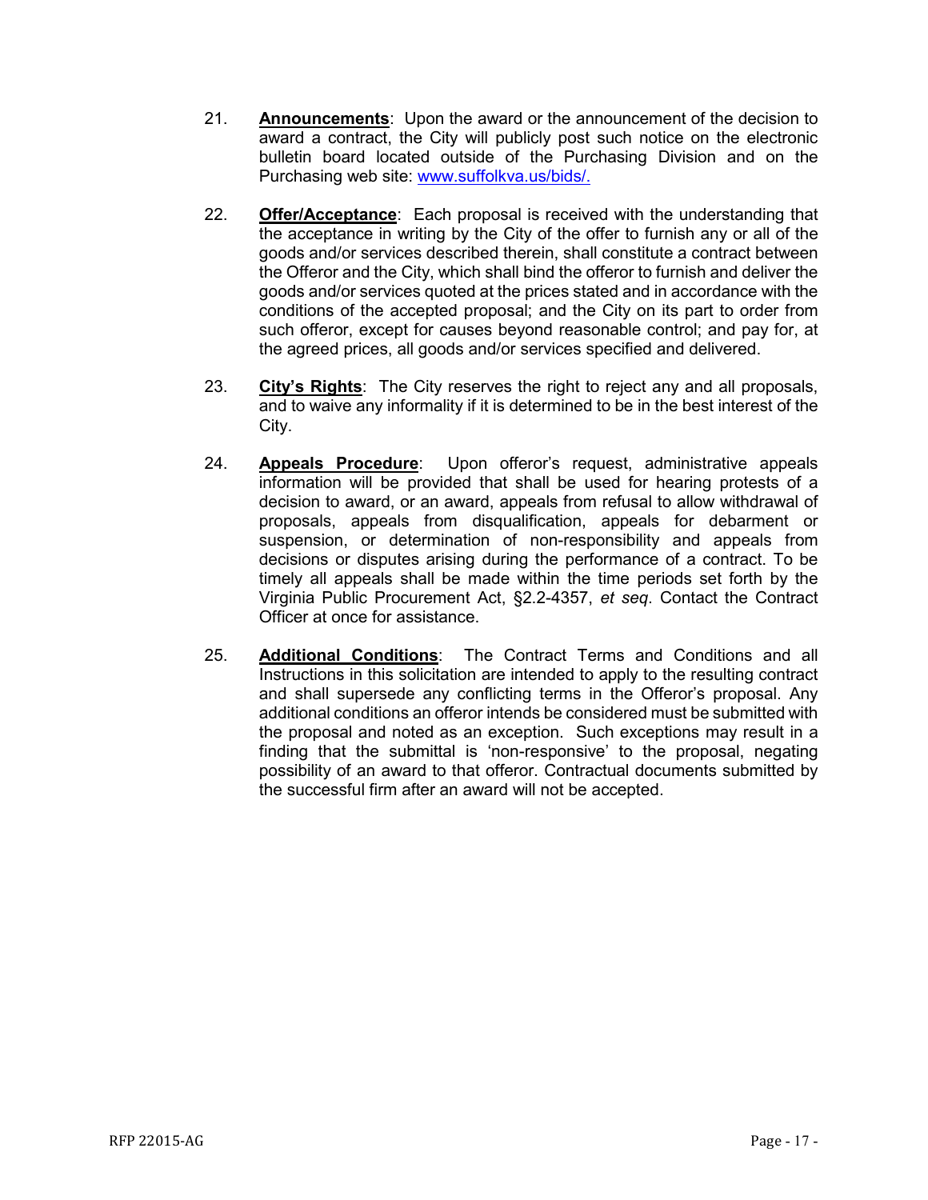21. **Announcements**: Upon the award or the announcement of the decision to award a contract, the City will publicly post such notice on the electronic bulletin board located outside of the Purchasing Division and on the Purchasing web site: [www.suffolkva.us/bids/.](www.suffolkva.us/bids/)

22. **Offer/Acceptance**: Each proposal is received with the understanding that the acceptance in writing by the City of the offer to furnish any or all of the goods and/or services described therein, shall constitute a contract between the Offeror and the City, which shall bind the offeror to furnish and deliver the goods and/or services quoted at the prices stated and in accordance with the conditions of the accepted proposal; and the City on its part to order from such offeror, except for causes beyond reasonable control; and pay for, at the agreed prices, all goods and/or services specified and delivered.

23. **City's Rights**: The City reserves the right to reject any and all proposals, and to waive any informality if it is determined to be in the best interest of the City.

24. **Appeals Procedure**: Upon offeror's request, administrative appeals information will be provided that shall be used for hearing protests of a decision to award, or an award, appeals from refusal to allow withdrawal of proposals, appeals from disqualification, appeals for debarment or suspension, or determination of non-responsibility and appeals from decisions or disputes arising during the performance of a contract. To be timely all appeals shall be made within the time periods set forth by the Virginia Public Procurement Act, §2.2-4357, *et seq*. Contact the Contract Officer at once for assistance.

25. **Additional Conditions**: The Contract Terms and Conditions and all Instructions in this solicitation are intended to apply to the resulting contract and shall supersede any conflicting terms in the Offeror's proposal. Any additional conditions an offeror intends be considered must be submitted with the proposal and noted as an exception. Such exceptions may result in a finding that the submittal is 'non-responsive' to the proposal, negating possibility of an award to that offeror. Contractual documents submitted by the successful firm after an award will not be accepted.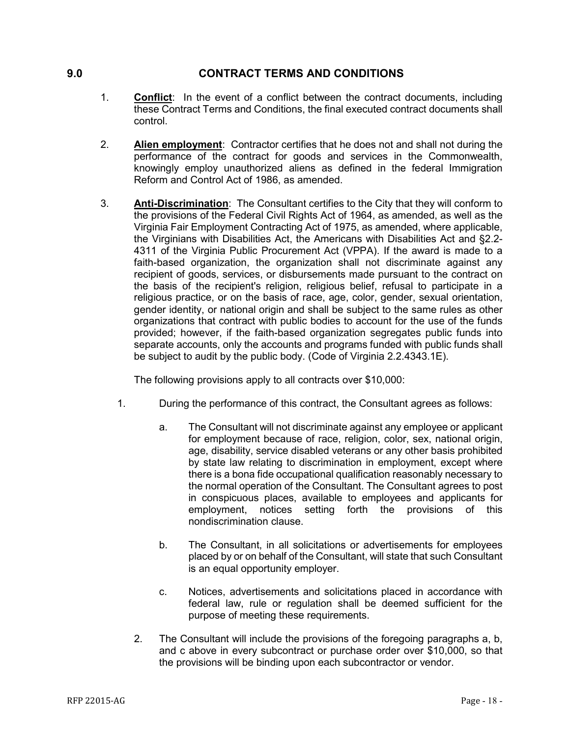## 9.0 CONTRACT TERMS AND CONDITIONS

1. **Conflict**: In the event of a conflict between the contract documents, including these Contract Terms and Conditions, the final executed contract documents shall control.

2. **Alien employment**: Contractor certifies that he does not and shall not during the performance of the contract for goods and services in the Commonwealth, knowingly employ unauthorized aliens as defined in the federal Immigration Reform and Control Act of 1986, as amended.

3. **Anti-Discrimination**: The Consultant certifies to the City that they will conform to the provisions of the Federal Civil Rights Act of 1964, as amended, as well as the Virginia Fair Employment Contracting Act of 1975, as amended, where applicable, the Virginians with Disabilities Act, the Americans with Disabilities Act and §2.2-4311 of the Virginia Public Procurement Act (VPPA). If the award is made to a faith-based organization, the organization shall not discriminate against any recipient of goods, services, or disbursements made pursuant to the contract on the basis of the recipient's religion, religious belief, refusal to participate in a religious practice, or on the basis of race, age, color, gender, sexual orientation, gender identity, or national origin and shall be subject to the same rules as other organizations that contract with public bodies to account for the use of the funds provided; however, if the faith-based organization segregates public funds into separate accounts, only the accounts and programs funded with public funds shall be subject to audit by the public body. (Code of Virginia 2.2.4343.1E).

   The following provisions apply to all contracts over $10,000:

   1. During the performance of this contract, the Consultant agrees as follows:

      a. The Consultant will not discriminate against any employee or applicant for employment because of race, religion, color, sex, national origin, age, disability, service disabled veterans or any other basis prohibited by state law relating to discrimination in employment, except where there is a bona fide occupational qualification reasonably necessary to the normal operation of the Consultant. The Consultant agrees to post in conspicuous places, available to employees and applicants for employment, notices setting forth the provisions of this nondiscrimination clause.

      b. The Consultant, in all solicitations or advertisements for employees placed by or on behalf of the Consultant, will state that such Consultant is an equal opportunity employer.

      c. Notices, advertisements and solicitations placed in accordance with federal law, rule or regulation shall be deemed sufficient for the purpose of meeting these requirements.

   2. The Consultant will include the provisions of the foregoing paragraphs a, b, and c above in every subcontract or purchase order over $10,000, so that the provisions will be binding upon each subcontractor or vendor.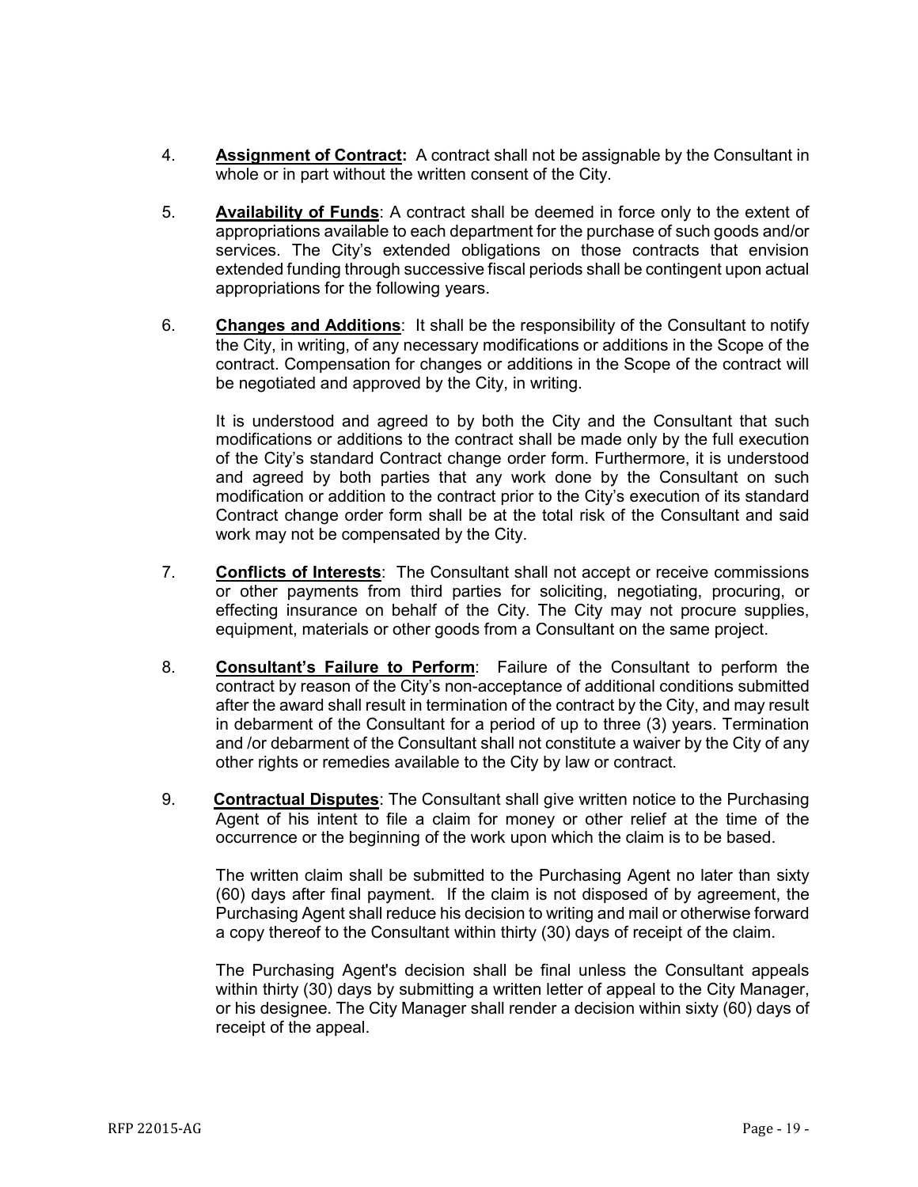4. **Assignment of Contract:** A contract shall not be assignable by the Consultant in whole or in part without the written consent of the City.

5. **Availability of Funds**: A contract shall be deemed in force only to the extent of appropriations available to each department for the purchase of such goods and/or services. The City's extended obligations on those contracts that envision extended funding through successive fiscal periods shall be contingent upon actual appropriations for the following years.

6. **Changes and Additions**: It shall be the responsibility of the Consultant to notify the City, in writing, of any necessary modifications or additions in the Scope of the contract. Compensation for changes or additions in the Scope of the contract will be negotiated and approved by the City, in writing.

   It is understood and agreed to by both the City and the Consultant that such modifications or additions to the contract shall be made only by the full execution of the City's standard Contract change order form. Furthermore, it is understood and agreed by both parties that any work done by the Consultant on such modification or addition to the contract prior to the City's execution of its standard Contract change order form shall be at the total risk of the Consultant and said work may not be compensated by the City.

7. **Conflicts of Interests**: The Consultant shall not accept or receive commissions or other payments from third parties for soliciting, negotiating, procuring, or effecting insurance on behalf of the City. The City may not procure supplies, equipment, materials or other goods from a Consultant on the same project.

8. **Consultant's Failure to Perform**: Failure of the Consultant to perform the contract by reason of the City's non-acceptance of additional conditions submitted after the award shall result in termination of the contract by the City, and may result in debarment of the Consultant for a period of up to three (3) years. Termination and /or debarment of the Consultant shall not constitute a waiver by the City of any other rights or remedies available to the City by law or contract.

9. **Contractual Disputes**: The Consultant shall give written notice to the Purchasing Agent of his intent to file a claim for money or other relief at the time of the occurrence or the beginning of the work upon which the claim is to be based.

   The written claim shall be submitted to the Purchasing Agent no later than sixty (60) days after final payment. If the claim is not disposed of by agreement, the Purchasing Agent shall reduce his decision to writing and mail or otherwise forward a copy thereof to the Consultant within thirty (30) days of receipt of the claim.

   The Purchasing Agent's decision shall be final unless the Consultant appeals within thirty (30) days by submitting a written letter of appeal to the City Manager, or his designee. The City Manager shall render a decision within sixty (60) days of receipt of the appeal.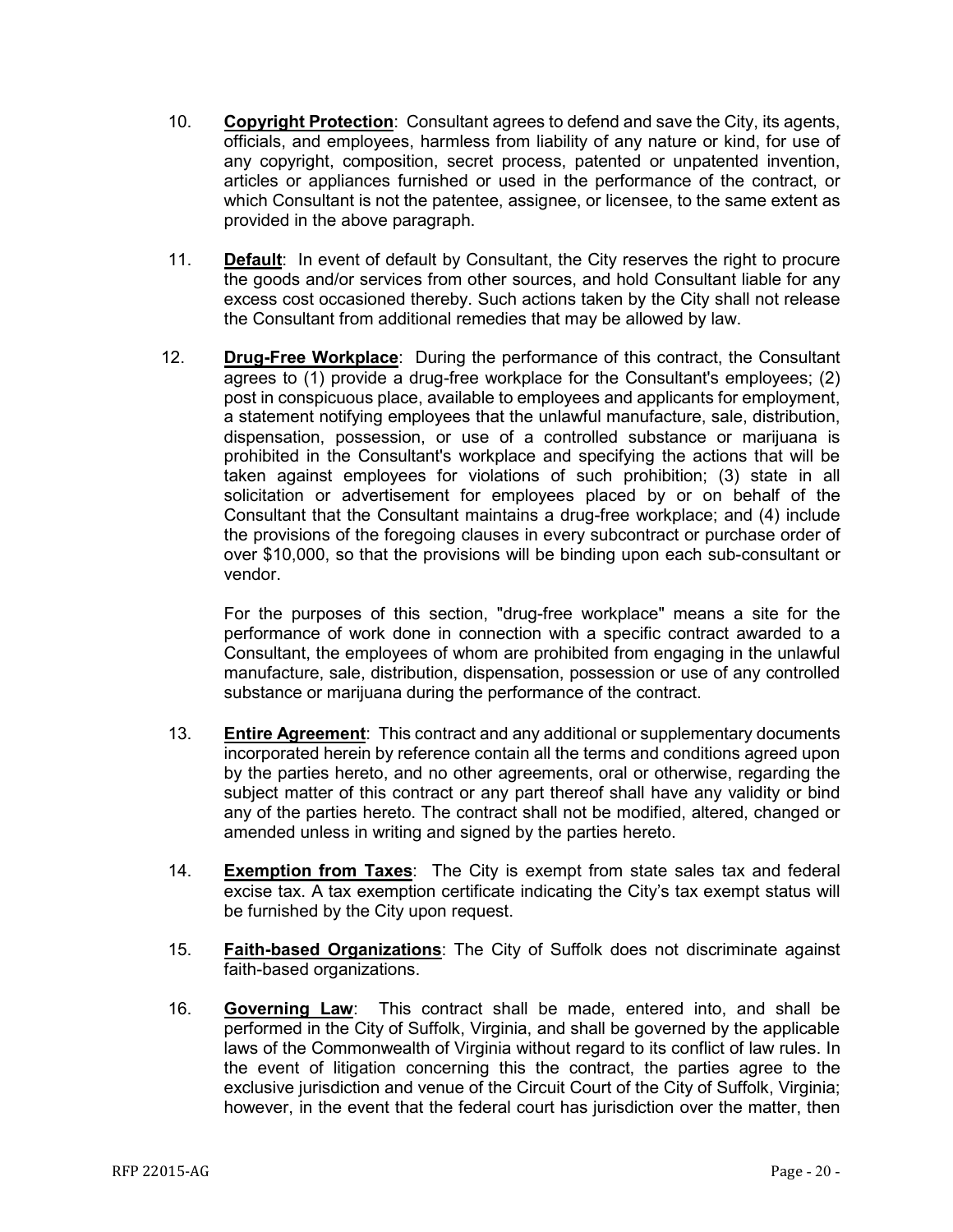10. **Copyright Protection**: Consultant agrees to defend and save the City, its agents, officials, and employees, harmless from liability of any nature or kind, for use of any copyright, composition, secret process, patented or unpatented invention, articles or appliances furnished or used in the performance of the contract, or which Consultant is not the patentee, assignee, or licensee, to the same extent as provided in the above paragraph.

11. **Default**: In event of default by Consultant, the City reserves the right to procure the goods and/or services from other sources, and hold Consultant liable for any excess cost occasioned thereby. Such actions taken by the City shall not release the Consultant from additional remedies that may be allowed by law.

12. **Drug-Free Workplace**: During the performance of this contract, the Consultant agrees to (1) provide a drug-free workplace for the Consultant's employees; (2) post in conspicuous place, available to employees and applicants for employment, a statement notifying employees that the unlawful manufacture, sale, distribution, dispensation, possession, or use of a controlled substance or marijuana is prohibited in the Consultant's workplace and specifying the actions that will be taken against employees for violations of such prohibition; (3) state in all solicitation or advertisement for employees placed by or on behalf of the Consultant that the Consultant maintains a drug-free workplace; and (4) include the provisions of the foregoing clauses in every subcontract or purchase order of over $10,000, so that the provisions will be binding upon each sub-consultant or vendor.

    For the purposes of this section, "drug-free workplace" means a site for the performance of work done in connection with a specific contract awarded to a Consultant, the employees of whom are prohibited from engaging in the unlawful manufacture, sale, distribution, dispensation, possession or use of any controlled substance or marijuana during the performance of the contract.

13. **Entire Agreement**: This contract and any additional or supplementary documents incorporated herein by reference contain all the terms and conditions agreed upon by the parties hereto, and no other agreements, oral or otherwise, regarding the subject matter of this contract or any part thereof shall have any validity or bind any of the parties hereto. The contract shall not be modified, altered, changed or amended unless in writing and signed by the parties hereto.

14. **Exemption from Taxes**: The City is exempt from state sales tax and federal excise tax. A tax exemption certificate indicating the City's tax exempt status will be furnished by the City upon request.

15. **Faith-based Organizations**: The City of Suffolk does not discriminate against faith-based organizations.

16. **Governing Law**: This contract shall be made, entered into, and shall be performed in the City of Suffolk, Virginia, and shall be governed by the applicable laws of the Commonwealth of Virginia without regard to its conflict of law rules. In the event of litigation concerning this the contract, the parties agree to the exclusive jurisdiction and venue of the Circuit Court of the City of Suffolk, Virginia; however, in the event that the federal court has jurisdiction over the matter, then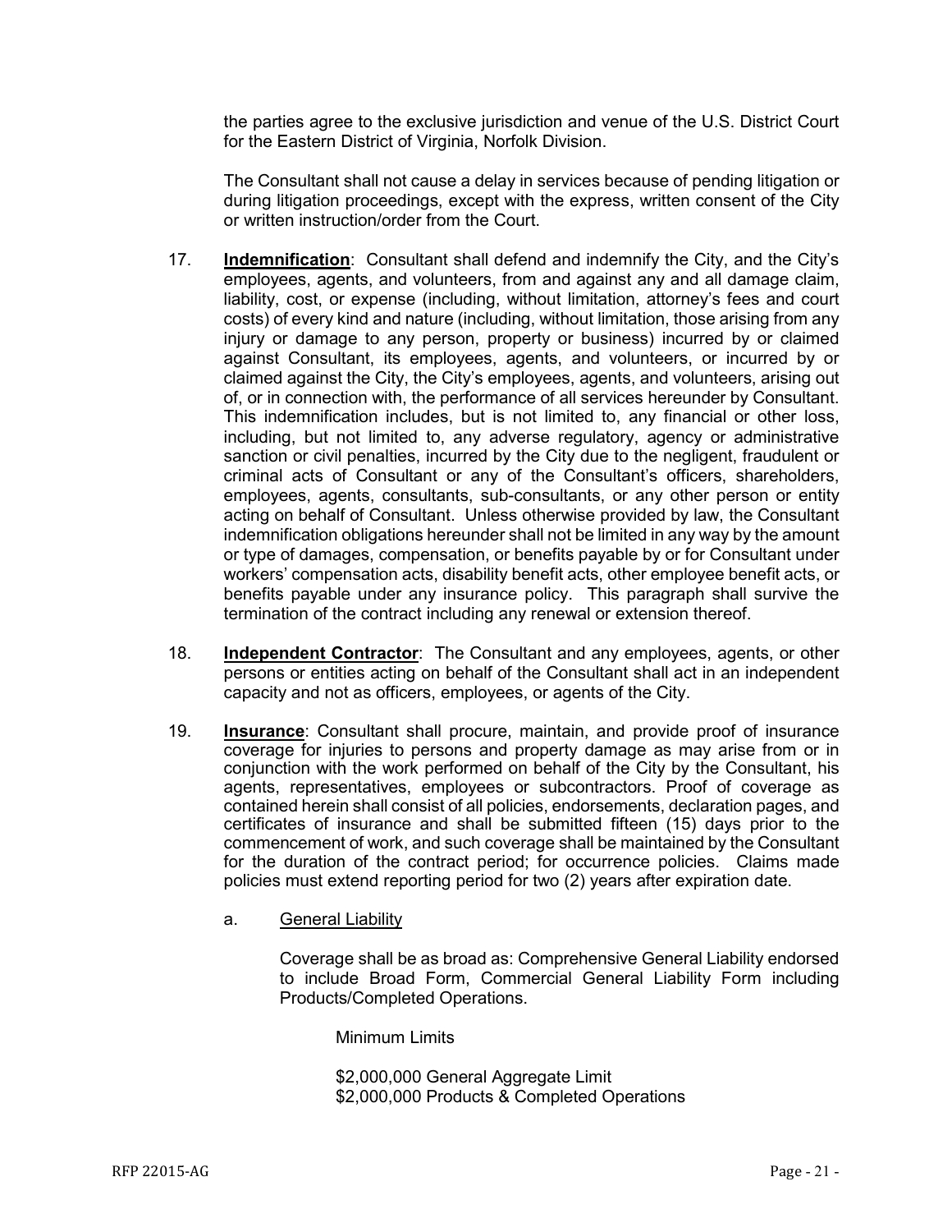the parties agree to the exclusive jurisdiction and venue of the U.S. District Court for the Eastern District of Virginia, Norfolk Division.

The Consultant shall not cause a delay in services because of pending litigation or during litigation proceedings, except with the express, written consent of the City or written instruction/order from the Court.

17. **Indemnification**: Consultant shall defend and indemnify the City, and the City's employees, agents, and volunteers, from and against any and all damage claim, liability, cost, or expense (including, without limitation, attorney's fees and court costs) of every kind and nature (including, without limitation, those arising from any injury or damage to any person, property or business) incurred by or claimed against Consultant, its employees, agents, and volunteers, or incurred by or claimed against the City, the City's employees, agents, and volunteers, arising out of, or in connection with, the performance of all services hereunder by Consultant. This indemnification includes, but is not limited to, any financial or other loss, including, but not limited to, any adverse regulatory, agency or administrative sanction or civil penalties, incurred by the City due to the negligent, fraudulent or criminal acts of Consultant or any of the Consultant's officers, shareholders, employees, agents, consultants, sub-consultants, or any other person or entity acting on behalf of Consultant. Unless otherwise provided by law, the Consultant indemnification obligations hereunder shall not be limited in any way by the amount or type of damages, compensation, or benefits payable by or for Consultant under workers' compensation acts, disability benefit acts, other employee benefit acts, or benefits payable under any insurance policy. This paragraph shall survive the termination of the contract including any renewal or extension thereof.

18. **Independent Contractor**: The Consultant and any employees, agents, or other persons or entities acting on behalf of the Consultant shall act in an independent capacity and not as officers, employees, or agents of the City.

19. **Insurance**: Consultant shall procure, maintain, and provide proof of insurance coverage for injuries to persons and property damage as may arise from or in conjunction with the work performed on behalf of the City by the Consultant, his agents, representatives, employees or subcontractors. Proof of coverage as contained herein shall consist of all policies, endorsements, declaration pages, and certificates of insurance and shall be submitted fifteen (15) days prior to the commencement of work, and such coverage shall be maintained by the Consultant for the duration of the contract period; for occurrence policies. Claims made policies must extend reporting period for two (2) years after expiration date.

    a. General Liability

    Coverage shall be as broad as: Comprehensive General Liability endorsed to include Broad Form, Commercial General Liability Form including Products/Completed Operations.

    Minimum Limits

    $2,000,000 General Aggregate Limit
    $2,000,000 Products & Completed Operations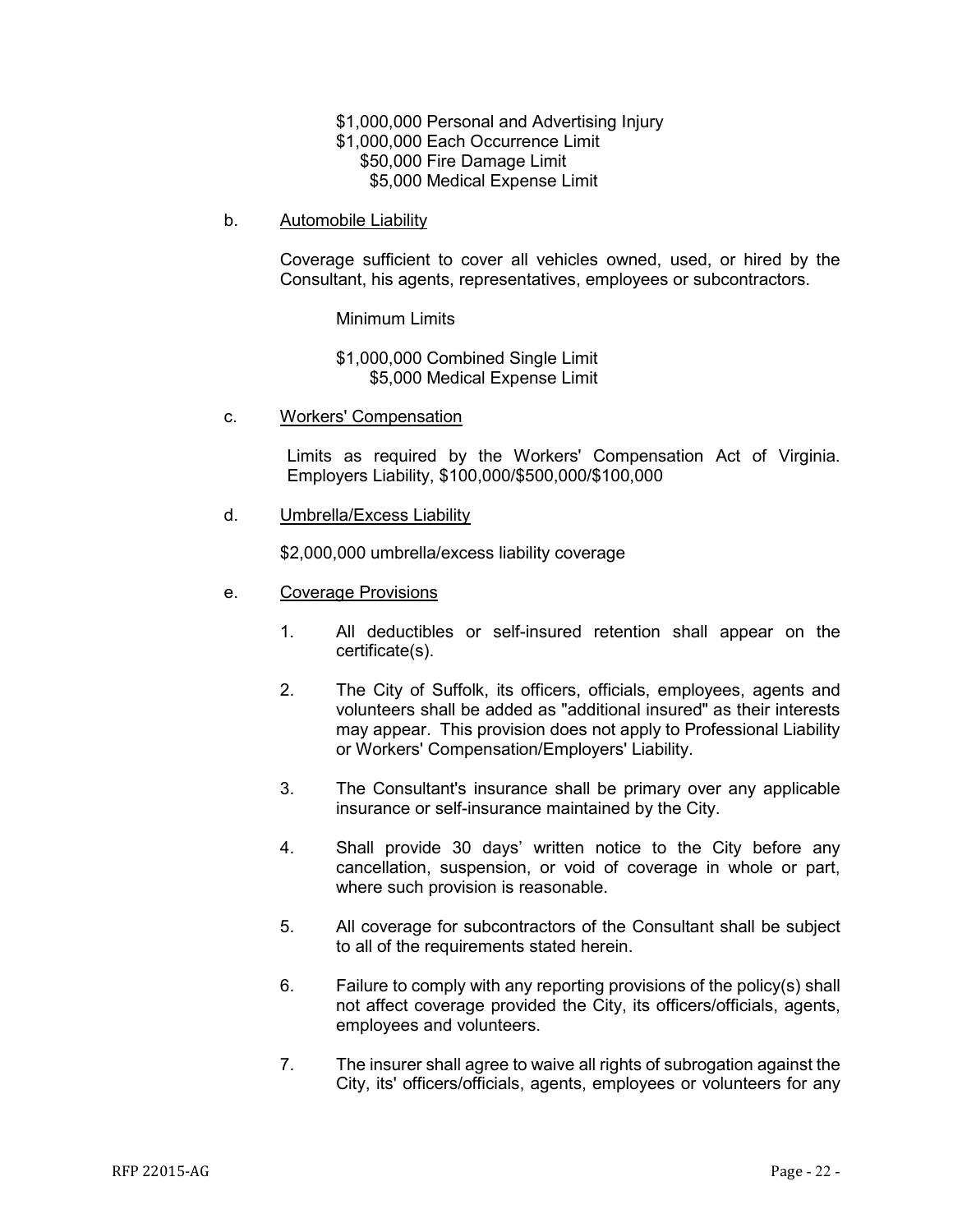$1,000,000 Personal and Advertising Injury
$1,000,000 Each Occurrence Limit
$50,000 Fire Damage Limit
$5,000 Medical Expense Limit

b. <u>Automobile Liability</u>

Coverage sufficient to cover all vehicles owned, used, or hired by the Consultant, his agents, representatives, employees or subcontractors.

Minimum Limits

$1,000,000 Combined Single Limit
$5,000 Medical Expense Limit

c. <u>Workers' Compensation</u>

Limits as required by the Workers' Compensation Act of Virginia. Employers Liability, $100,000/$500,000/$100,000

d. <u>Umbrella/Excess Liability</u>

$2,000,000 umbrella/excess liability coverage

e. <u>Coverage Provisions</u>

1. All deductibles or self-insured retention shall appear on the certificate(s).

2. The City of Suffolk, its officers, officials, employees, agents and volunteers shall be added as "additional insured" as their interests may appear. This provision does not apply to Professional Liability or Workers' Compensation/Employers' Liability.

3. The Consultant's insurance shall be primary over any applicable insurance or self-insurance maintained by the City.

4. Shall provide 30 days' written notice to the City before any cancellation, suspension, or void of coverage in whole or part, where such provision is reasonable.

5. All coverage for subcontractors of the Consultant shall be subject to all of the requirements stated herein.

6. Failure to comply with any reporting provisions of the policy(s) shall not affect coverage provided the City, its officers/officials, agents, employees and volunteers.

7. The insurer shall agree to waive all rights of subrogation against the City, its' officers/officials, agents, employees or volunteers for any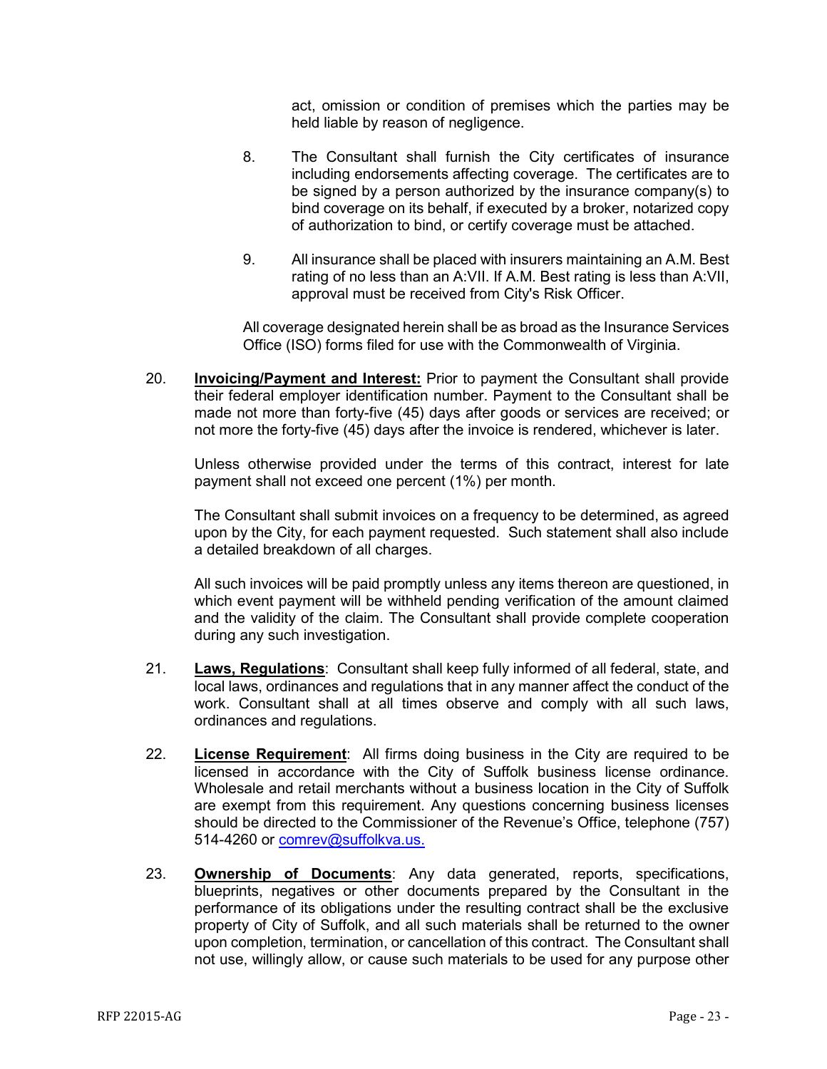act, omission or condition of premises which the parties may be held liable by reason of negligence.

8. The Consultant shall furnish the City certificates of insurance including endorsements affecting coverage. The certificates are to be signed by a person authorized by the insurance company(s) to bind coverage on its behalf, if executed by a broker, notarized copy of authorization to bind, or certify coverage must be attached.

9. All insurance shall be placed with insurers maintaining an A.M. Best rating of no less than an A:VII. If A.M. Best rating is less than A:VII, approval must be received from City's Risk Officer.

All coverage designated herein shall be as broad as the Insurance Services Office (ISO) forms filed for use with the Commonwealth of Virginia.

20. **Invoicing/Payment and Interest:** Prior to payment the Consultant shall provide their federal employer identification number. Payment to the Consultant shall be made not more than forty-five (45) days after goods or services are received; or not more the forty-five (45) days after the invoice is rendered, whichever is later.

Unless otherwise provided under the terms of this contract, interest for late payment shall not exceed one percent (1%) per month.

The Consultant shall submit invoices on a frequency to be determined, as agreed upon by the City, for each payment requested. Such statement shall also include a detailed breakdown of all charges.

All such invoices will be paid promptly unless any items thereon are questioned, in which event payment will be withheld pending verification of the amount claimed and the validity of the claim. The Consultant shall provide complete cooperation during any such investigation.

21. **Laws, Regulations**: Consultant shall keep fully informed of all federal, state, and local laws, ordinances and regulations that in any manner affect the conduct of the work. Consultant shall at all times observe and comply with all such laws, ordinances and regulations.

22. **License Requirement**: All firms doing business in the City are required to be licensed in accordance with the City of Suffolk business license ordinance. Wholesale and retail merchants without a business location in the City of Suffolk are exempt from this requirement. Any questions concerning business licenses should be directed to the Commissioner of the Revenue's Office, telephone (757) 514-4260 or comrev@suffolkva.us.

23. **Ownership of Documents**: Any data generated, reports, specifications, blueprints, negatives or other documents prepared by the Consultant in the performance of its obligations under the resulting contract shall be the exclusive property of City of Suffolk, and all such materials shall be returned to the owner upon completion, termination, or cancellation of this contract. The Consultant shall not use, willingly allow, or cause such materials to be used for any purpose other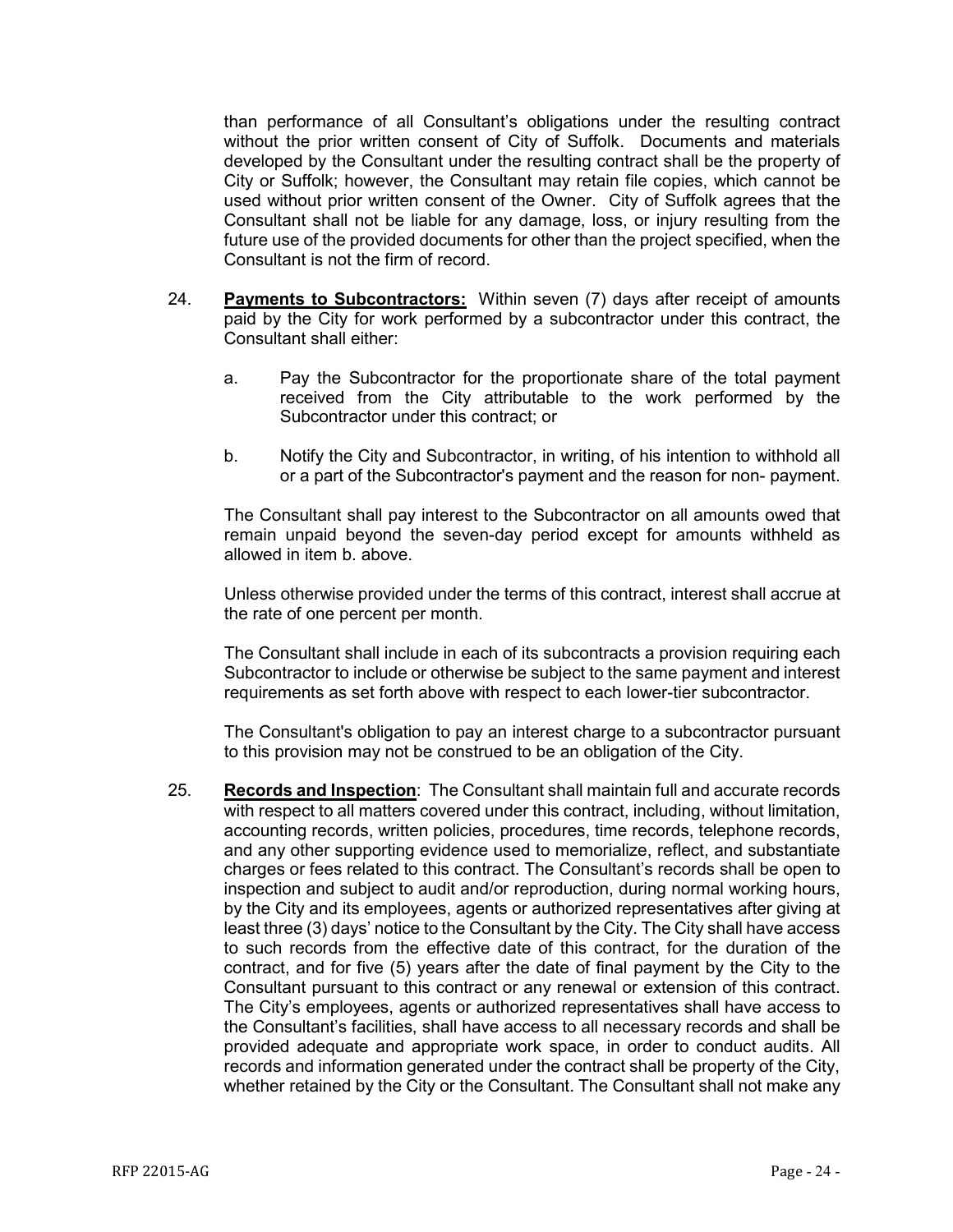than performance of all Consultant's obligations under the resulting contract without the prior written consent of City of Suffolk. Documents and materials developed by the Consultant under the resulting contract shall be the property of City or Suffolk; however, the Consultant may retain file copies, which cannot be used without prior written consent of the Owner. City of Suffolk agrees that the Consultant shall not be liable for any damage, loss, or injury resulting from the future use of the provided documents for other than the project specified, when the Consultant is not the firm of record.

24. **Payments to Subcontractors:** Within seven (7) days after receipt of amounts paid by the City for work performed by a subcontractor under this contract, the Consultant shall either:

    a. Pay the Subcontractor for the proportionate share of the total payment received from the City attributable to the work performed by the Subcontractor under this contract; or

    b. Notify the City and Subcontractor, in writing, of his intention to withhold all or a part of the Subcontractor's payment and the reason for non- payment.

    The Consultant shall pay interest to the Subcontractor on all amounts owed that remain unpaid beyond the seven-day period except for amounts withheld as allowed in item b. above.

    Unless otherwise provided under the terms of this contract, interest shall accrue at the rate of one percent per month.

    The Consultant shall include in each of its subcontracts a provision requiring each Subcontractor to include or otherwise be subject to the same payment and interest requirements as set forth above with respect to each lower-tier subcontractor.

    The Consultant's obligation to pay an interest charge to a subcontractor pursuant to this provision may not be construed to be an obligation of the City.

25. **Records and Inspection**: The Consultant shall maintain full and accurate records with respect to all matters covered under this contract, including, without limitation, accounting records, written policies, procedures, time records, telephone records, and any other supporting evidence used to memorialize, reflect, and substantiate charges or fees related to this contract. The Consultant's records shall be open to inspection and subject to audit and/or reproduction, during normal working hours, by the City and its employees, agents or authorized representatives after giving at least three (3) days' notice to the Consultant by the City. The City shall have access to such records from the effective date of this contract, for the duration of the contract, and for five (5) years after the date of final payment by the City to the Consultant pursuant to this contract or any renewal or extension of this contract. The City's employees, agents or authorized representatives shall have access to the Consultant's facilities, shall have access to all necessary records and shall be provided adequate and appropriate work space, in order to conduct audits. All records and information generated under the contract shall be property of the City, whether retained by the City or the Consultant. The Consultant shall not make any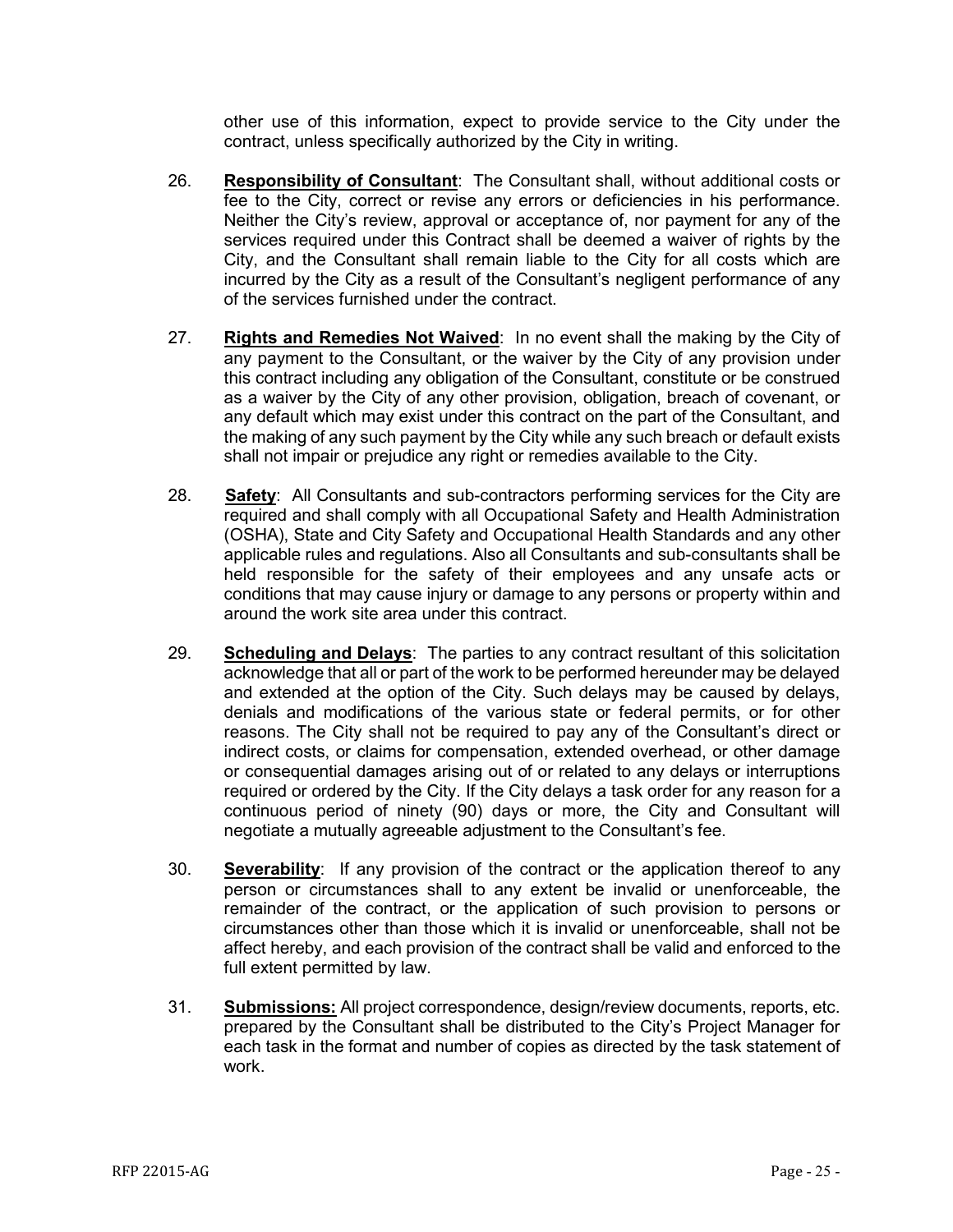other use of this information, expect to provide service to the City under the contract, unless specifically authorized by the City in writing.

26. **Responsibility of Consultant**: The Consultant shall, without additional costs or fee to the City, correct or revise any errors or deficiencies in his performance. Neither the City's review, approval or acceptance of, nor payment for any of the services required under this Contract shall be deemed a waiver of rights by the City, and the Consultant shall remain liable to the City for all costs which are incurred by the City as a result of the Consultant's negligent performance of any of the services furnished under the contract.

27. **Rights and Remedies Not Waived**: In no event shall the making by the City of any payment to the Consultant, or the waiver by the City of any provision under this contract including any obligation of the Consultant, constitute or be construed as a waiver by the City of any other provision, obligation, breach of covenant, or any default which may exist under this contract on the part of the Consultant, and the making of any such payment by the City while any such breach or default exists shall not impair or prejudice any right or remedies available to the City.

28. **Safety**: All Consultants and sub-contractors performing services for the City are required and shall comply with all Occupational Safety and Health Administration (OSHA), State and City Safety and Occupational Health Standards and any other applicable rules and regulations. Also all Consultants and sub-consultants shall be held responsible for the safety of their employees and any unsafe acts or conditions that may cause injury or damage to any persons or property within and around the work site area under this contract.

29. **Scheduling and Delays**: The parties to any contract resultant of this solicitation acknowledge that all or part of the work to be performed hereunder may be delayed and extended at the option of the City. Such delays may be caused by delays, denials and modifications of the various state or federal permits, or for other reasons. The City shall not be required to pay any of the Consultant's direct or indirect costs, or claims for compensation, extended overhead, or other damage or consequential damages arising out of or related to any delays or interruptions required or ordered by the City. If the City delays a task order for any reason for a continuous period of ninety (90) days or more, the City and Consultant will negotiate a mutually agreeable adjustment to the Consultant's fee.

30. **Severability**: If any provision of the contract or the application thereof to any person or circumstances shall to any extent be invalid or unenforceable, the remainder of the contract, or the application of such provision to persons or circumstances other than those which it is invalid or unenforceable, shall not be affect hereby, and each provision of the contract shall be valid and enforced to the full extent permitted by law.

31. **Submissions:** All project correspondence, design/review documents, reports, etc. prepared by the Consultant shall be distributed to the City's Project Manager for each task in the format and number of copies as directed by the task statement of work.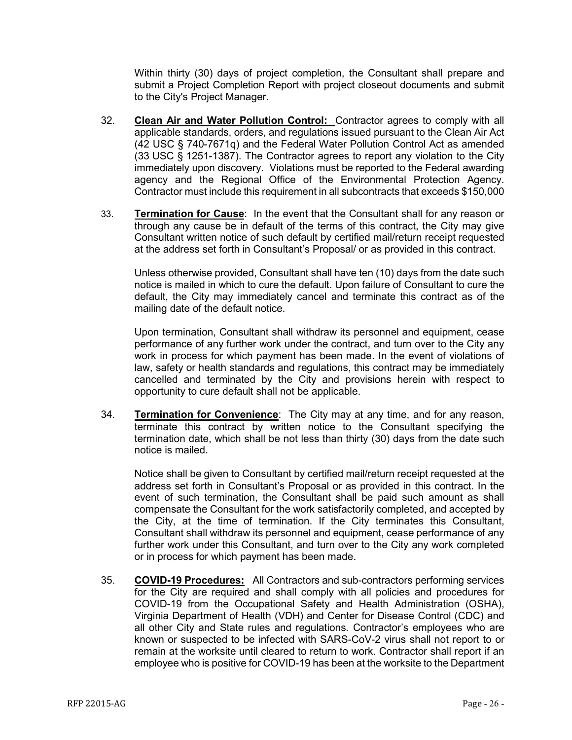Within thirty (30) days of project completion, the Consultant shall prepare and submit a Project Completion Report with project closeout documents and submit to the City's Project Manager.

32. **Clean Air and Water Pollution Control:** Contractor agrees to comply with all applicable standards, orders, and regulations issued pursuant to the Clean Air Act (42 USC § 740-7671q) and the Federal Water Pollution Control Act as amended (33 USC § 1251-1387). The Contractor agrees to report any violation to the City immediately upon discovery. Violations must be reported to the Federal awarding agency and the Regional Office of the Environmental Protection Agency. Contractor must include this requirement in all subcontracts that exceeds $150,000

33. **Termination for Cause**: In the event that the Consultant shall for any reason or through any cause be in default of the terms of this contract, the City may give Consultant written notice of such default by certified mail/return receipt requested at the address set forth in Consultant's Proposal/ or as provided in this contract.

    Unless otherwise provided, Consultant shall have ten (10) days from the date such notice is mailed in which to cure the default. Upon failure of Consultant to cure the default, the City may immediately cancel and terminate this contract as of the mailing date of the default notice.

    Upon termination, Consultant shall withdraw its personnel and equipment, cease performance of any further work under the contract, and turn over to the City any work in process for which payment has been made. In the event of violations of law, safety or health standards and regulations, this contract may be immediately cancelled and terminated by the City and provisions herein with respect to opportunity to cure default shall not be applicable.

34. **Termination for Convenience**: The City may at any time, and for any reason, terminate this contract by written notice to the Consultant specifying the termination date, which shall be not less than thirty (30) days from the date such notice is mailed.

    Notice shall be given to Consultant by certified mail/return receipt requested at the address set forth in Consultant's Proposal or as provided in this contract. In the event of such termination, the Consultant shall be paid such amount as shall compensate the Consultant for the work satisfactorily completed, and accepted by the City, at the time of termination. If the City terminates this Consultant, Consultant shall withdraw its personnel and equipment, cease performance of any further work under this Consultant, and turn over to the City any work completed or in process for which payment has been made.

35. **COVID-19 Procedures:** All Contractors and sub-contractors performing services for the City are required and shall comply with all policies and procedures for COVID-19 from the Occupational Safety and Health Administration (OSHA), Virginia Department of Health (VDH) and Center for Disease Control (CDC) and all other City and State rules and regulations. Contractor's employees who are known or suspected to be infected with SARS-CoV-2 virus shall not report to or remain at the worksite until cleared to return to work. Contractor shall report if an employee who is positive for COVID-19 has been at the worksite to the Department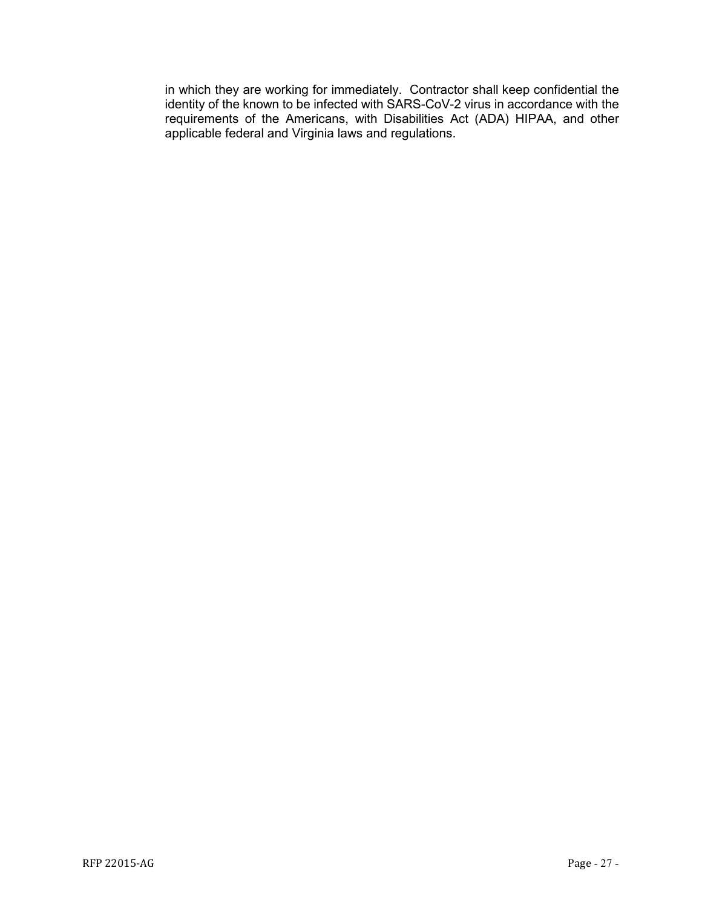in which they are working for immediately.  Contractor shall keep confidential the identity of the known to be infected with SARS-CoV-2 virus in accordance with the requirements of the Americans, with Disabilities Act (ADA) HIPAA, and other applicable federal and Virginia laws and regulations.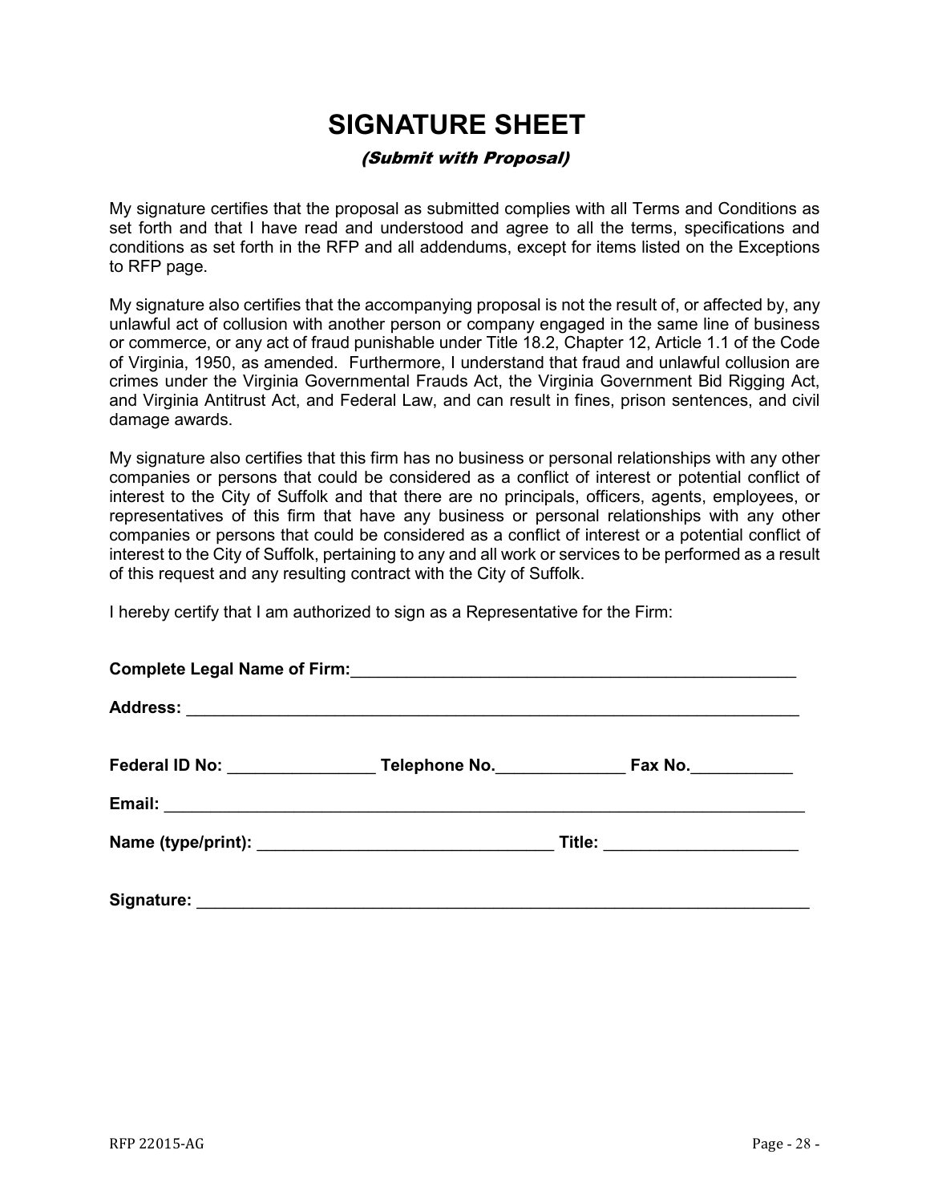# SIGNATURE SHEET

*(Submit with Proposal)*

My signature certifies that the proposal as submitted complies with all Terms and Conditions as set forth and that I have read and understood and agree to all the terms, specifications and conditions as set forth in the RFP and all addendums, except for items listed on the Exceptions to RFP page.

My signature also certifies that the accompanying proposal is not the result of, or affected by, any unlawful act of collusion with another person or company engaged in the same line of business or commerce, or any act of fraud punishable under Title 18.2, Chapter 12, Article 1.1 of the Code of Virginia, 1950, as amended. Furthermore, I understand that fraud and unlawful collusion are crimes under the Virginia Governmental Frauds Act, the Virginia Government Bid Rigging Act, and Virginia Antitrust Act, and Federal Law, and can result in fines, prison sentences, and civil damage awards.

My signature also certifies that this firm has no business or personal relationships with any other companies or persons that could be considered as a conflict of interest or potential conflict of interest to the City of Suffolk and that there are no principals, officers, agents, employees, or representatives of this firm that have any business or personal relationships with any other companies or persons that could be considered as a conflict of interest or a potential conflict of interest to the City of Suffolk, pertaining to any and all work or services to be performed as a result of this request and any resulting contract with the City of Suffolk.

I hereby certify that I am authorized to sign as a Representative for the Firm:

**Complete Legal Name of Firm:**___________________________________________________

**Address:** ______________________________________________________________________

**Federal ID No:** ________________ **Telephone No.**______________ **Fax No.**___________

**Email:** ________________________________________________________________________

**Name (type/print):** ________________________________ **Title:** _____________________

**Signature:** _____________________________________________________________________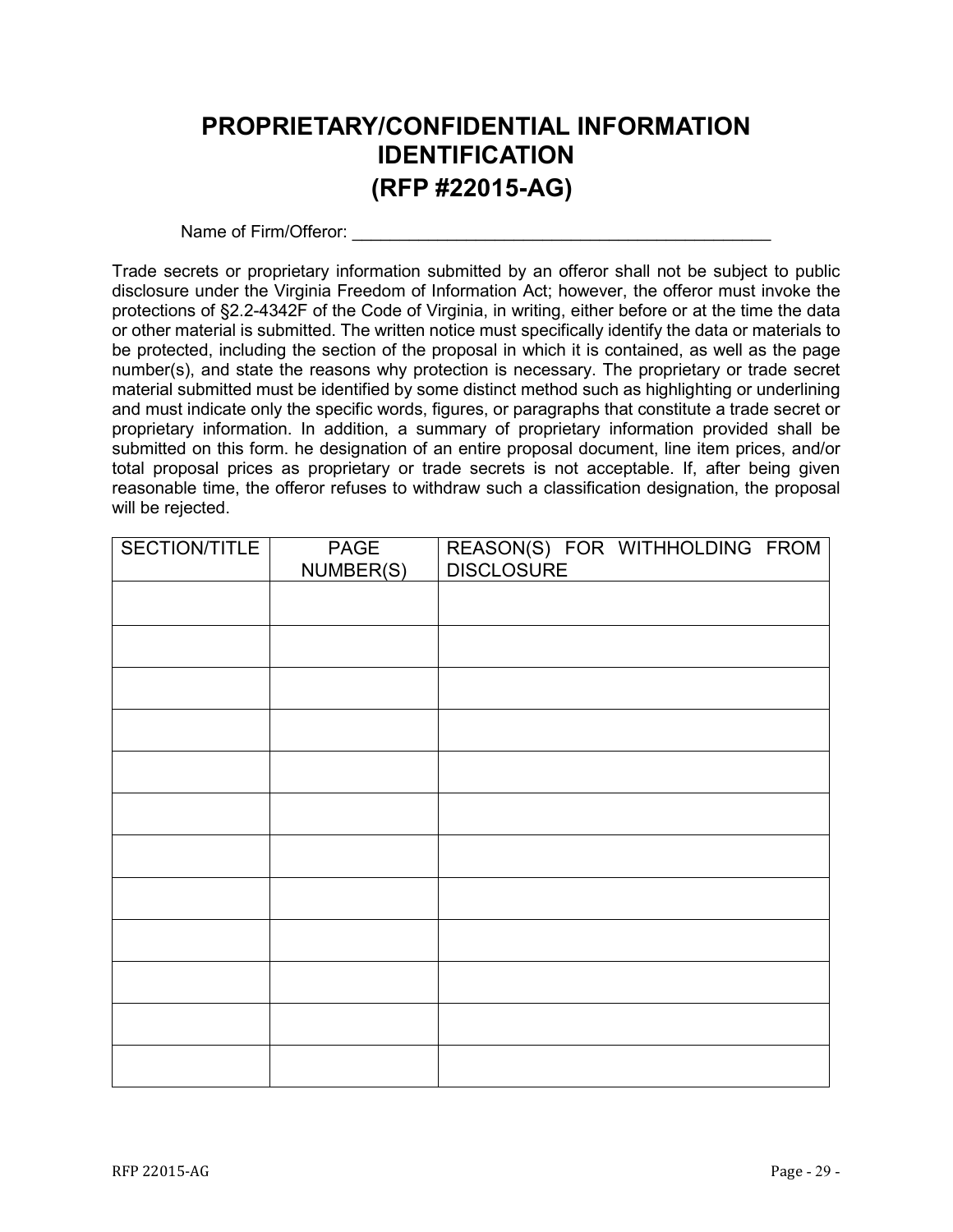# PROPRIETARY/CONFIDENTIAL INFORMATION IDENTIFICATION
# (RFP #22015-AG)

Name of Firm/Offeror: ____________________________________________

Trade secrets or proprietary information submitted by an offeror shall not be subject to public disclosure under the Virginia Freedom of Information Act; however, the offeror must invoke the protections of §2.2-4342F of the Code of Virginia, in writing, either before or at the time the data or other material is submitted. The written notice must specifically identify the data or materials to be protected, including the section of the proposal in which it is contained, as well as the page number(s), and state the reasons why protection is necessary. The proprietary or trade secret material submitted must be identified by some distinct method such as highlighting or underlining and must indicate only the specific words, figures, or paragraphs that constitute a trade secret or proprietary information. In addition, a summary of proprietary information provided shall be submitted on this form. he designation of an entire proposal document, line item prices, and/or total proposal prices as proprietary or trade secrets is not acceptable. If, after being given reasonable time, the offeror refuses to withdraw such a classification designation, the proposal will be rejected.

| SECTION/TITLE | PAGE NUMBER(S) | REASON(S) FOR WITHHOLDING FROM DISCLOSURE |
|---|---|---|
| | | |
| | | |
| | | |
| | | |
| | | |
| | | |
| | | |
| | | |
| | | |
| | | |
| | | |
| | | |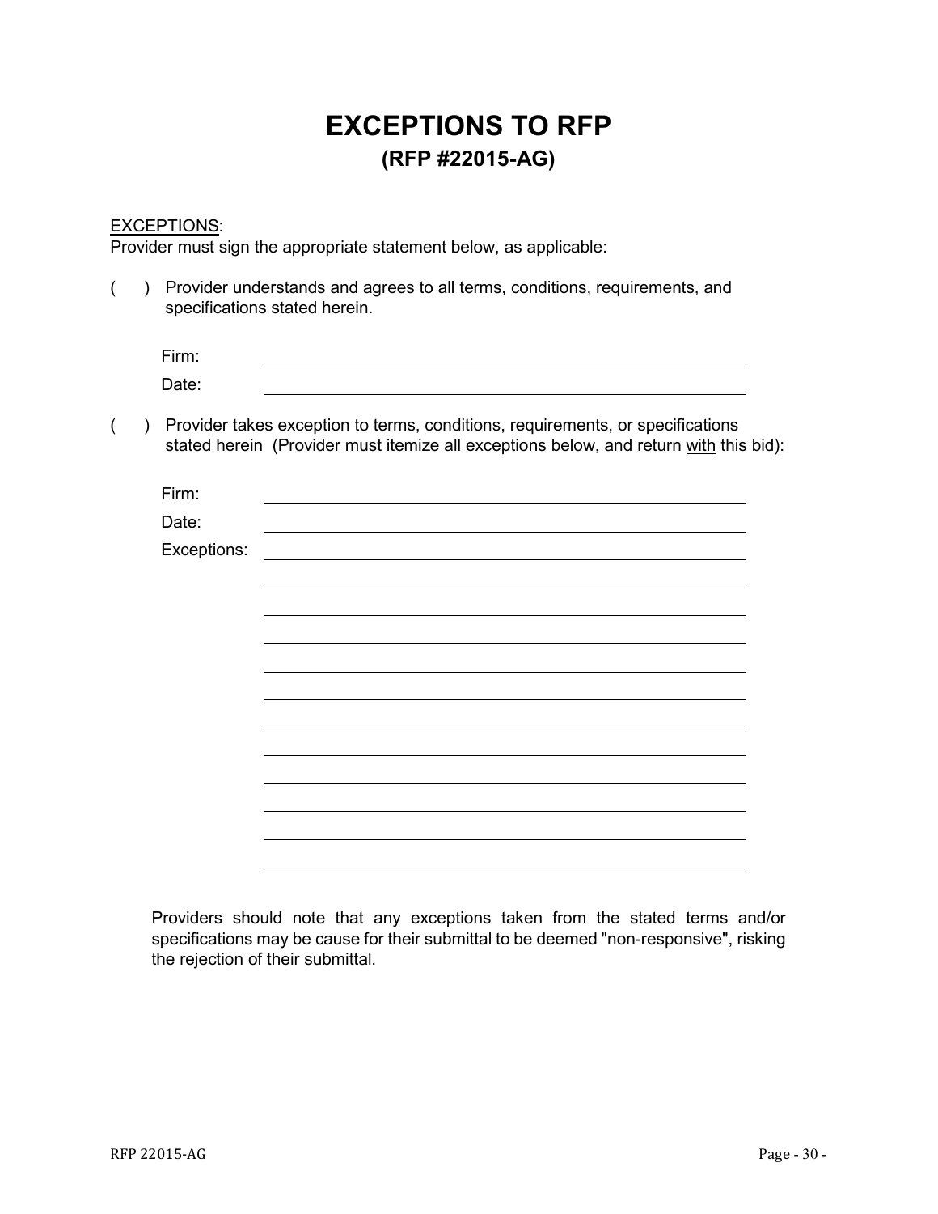# EXCEPTIONS TO RFP

## (RFP #22015-AG)

<u>EXCEPTIONS</u>:
Provider must sign the appropriate statement below, as applicable:

( ) Provider understands and agrees to all terms, conditions, requirements, and specifications stated herein.

Firm: ______________________________________________

Date: ______________________________________________

( ) Provider takes exception to terms, conditions, requirements, or specifications stated herein (Provider must itemize all exceptions below, and return <u>with</u> this bid):

Firm: ______________________________________________

Date: ______________________________________________

Exceptions: ______________________________________________

______________________________________________

______________________________________________

______________________________________________

______________________________________________

______________________________________________

______________________________________________

______________________________________________

______________________________________________

______________________________________________

______________________________________________

______________________________________________

Providers should note that any exceptions taken from the stated terms and/or specifications may be cause for their submittal to be deemed "non-responsive", risking the rejection of their submittal.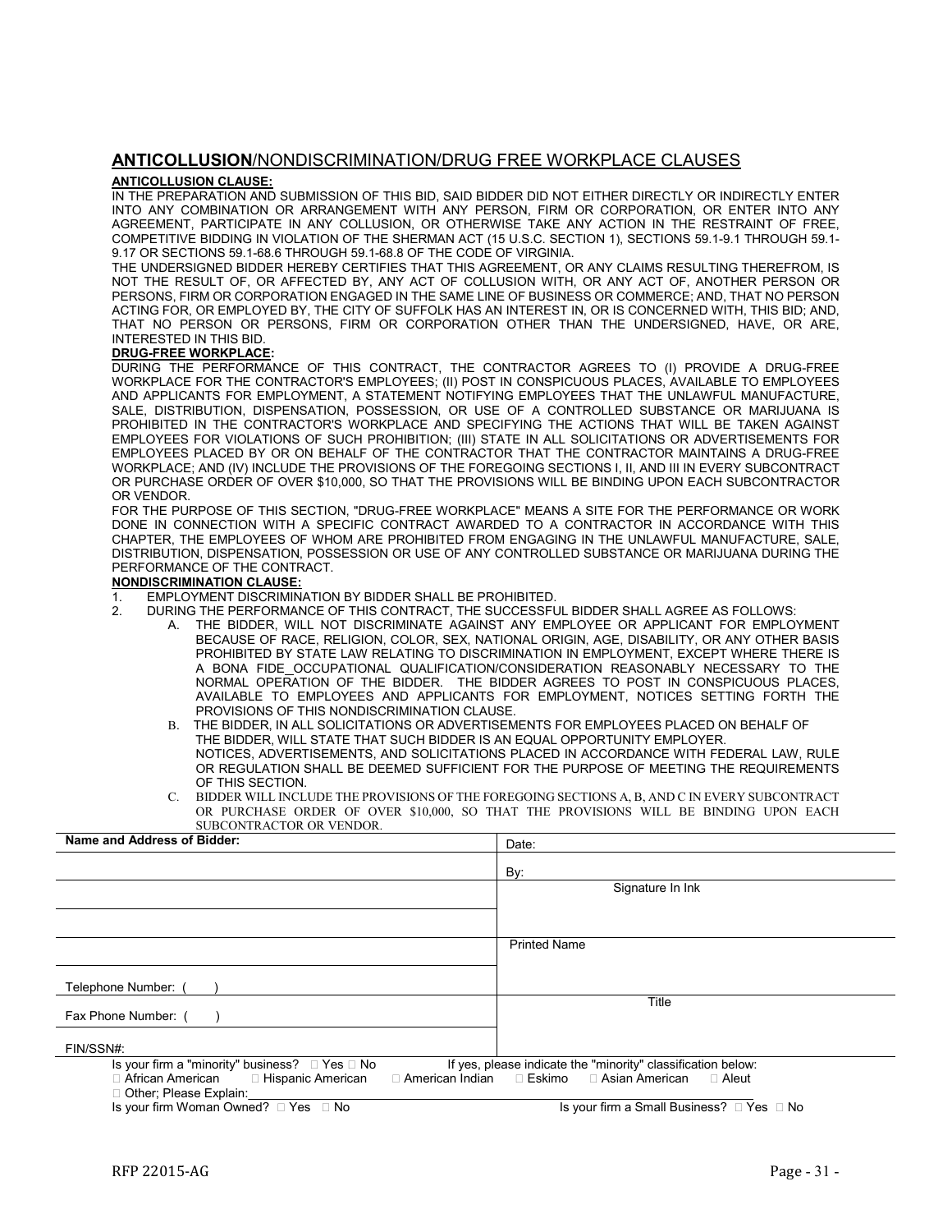## **ANTICOLLUSION**/NONDISCRIMINATION/DRUG FREE WORKPLACE CLAUSES

**ANTICOLLUSION CLAUSE:**

IN THE PREPARATION AND SUBMISSION OF THIS BID, SAID BIDDER DID NOT EITHER DIRECTLY OR INDIRECTLY ENTER INTO ANY COMBINATION OR ARRANGEMENT WITH ANY PERSON, FIRM OR CORPORATION, OR ENTER INTO ANY AGREEMENT, PARTICIPATE IN ANY COLLUSION, OR OTHERWISE TAKE ANY ACTION IN THE RESTRAINT OF FREE, COMPETITIVE BIDDING IN VIOLATION OF THE SHERMAN ACT (15 U.S.C. SECTION 1), SECTIONS 59.1-9.1 THROUGH 59.1-9.17 OR SECTIONS 59.1-68.6 THROUGH 59.1-68.8 OF THE CODE OF VIRGINIA.

THE UNDERSIGNED BIDDER HEREBY CERTIFIES THAT THIS AGREEMENT, OR ANY CLAIMS RESULTING THEREFROM, IS NOT THE RESULT OF, OR AFFECTED BY, ANY ACT OF COLLUSION WITH, OR ANY ACT OF, ANOTHER PERSON OR PERSONS, FIRM OR CORPORATION ENGAGED IN THE SAME LINE OF BUSINESS OR COMMERCE; AND, THAT NO PERSON ACTING FOR, OR EMPLOYED BY, THE CITY OF SUFFOLK HAS AN INTEREST IN, OR IS CONCERNED WITH, THIS BID; AND, THAT NO PERSON OR PERSONS, FIRM OR CORPORATION OTHER THAN THE UNDERSIGNED, HAVE, OR ARE, INTERESTED IN THIS BID.

**DRUG-FREE WORKPLACE:**

DURING THE PERFORMANCE OF THIS CONTRACT, THE CONTRACTOR AGREES TO (I) PROVIDE A DRUG-FREE WORKPLACE FOR THE CONTRACTOR'S EMPLOYEES; (II) POST IN CONSPICUOUS PLACES, AVAILABLE TO EMPLOYEES AND APPLICANTS FOR EMPLOYMENT, A STATEMENT NOTIFYING EMPLOYEES THAT THE UNLAWFUL MANUFACTURE, SALE, DISTRIBUTION, DISPENSATION, POSSESSION, OR USE OF A CONTROLLED SUBSTANCE OR MARIJUANA IS PROHIBITED IN THE CONTRACTOR'S WORKPLACE AND SPECIFYING THE ACTIONS THAT WILL BE TAKEN AGAINST EMPLOYEES FOR VIOLATIONS OF SUCH PROHIBITION; (III) STATE IN ALL SOLICITATIONS OR ADVERTISEMENTS FOR EMPLOYEES PLACED BY OR ON BEHALF OF THE CONTRACTOR THAT THE CONTRACTOR MAINTAINS A DRUG-FREE WORKPLACE; AND (IV) INCLUDE THE PROVISIONS OF THE FOREGOING SECTIONS I, II, AND III IN EVERY SUBCONTRACT OR PURCHASE ORDER OF OVER $10,000, SO THAT THE PROVISIONS WILL BE BINDING UPON EACH SUBCONTRACTOR OR VENDOR.

FOR THE PURPOSE OF THIS SECTION, "DRUG-FREE WORKPLACE" MEANS A SITE FOR THE PERFORMANCE OR WORK DONE IN CONNECTION WITH A SPECIFIC CONTRACT AWARDED TO A CONTRACTOR IN ACCORDANCE WITH THIS CHAPTER, THE EMPLOYEES OF WHOM ARE PROHIBITED FROM ENGAGING IN THE UNLAWFUL MANUFACTURE, SALE, DISTRIBUTION, DISPENSATION, POSSESSION OR USE OF ANY CONTROLLED SUBSTANCE OR MARIJUANA DURING THE PERFORMANCE OF THE CONTRACT.

**NONDISCRIMINATION CLAUSE:**

1. EMPLOYMENT DISCRIMINATION BY BIDDER SHALL BE PROHIBITED.
2. DURING THE PERFORMANCE OF THIS CONTRACT, THE SUCCESSFUL BIDDER SHALL AGREE AS FOLLOWS:
   A. THE BIDDER, WILL NOT DISCRIMINATE AGAINST ANY EMPLOYEE OR APPLICANT FOR EMPLOYMENT BECAUSE OF RACE, RELIGION, COLOR, SEX, NATIONAL ORIGIN, AGE, DISABILITY, OR ANY OTHER BASIS PROHIBITED BY STATE LAW RELATING TO DISCRIMINATION IN EMPLOYMENT, EXCEPT WHERE THERE IS A BONA FIDE_OCCUPATIONAL QUALIFICATION/CONSIDERATION REASONABLY NECESSARY TO THE NORMAL OPERATION OF THE BIDDER. THE BIDDER AGREES TO POST IN CONSPICUOUS PLACES, AVAILABLE TO EMPLOYEES AND APPLICANTS FOR EMPLOYMENT, NOTICES SETTING FORTH THE PROVISIONS OF THIS NONDISCRIMINATION CLAUSE.

   B. THE BIDDER, IN ALL SOLICITATIONS OR ADVERTISEMENTS FOR EMPLOYEES PLACED ON BEHALF OF THE BIDDER, WILL STATE THAT SUCH BIDDER IS AN EQUAL OPPORTUNITY EMPLOYER.
   NOTICES, ADVERTISEMENTS, AND SOLICITATIONS PLACED IN ACCORDANCE WITH FEDERAL LAW, RULE OR REGULATION SHALL BE DEEMED SUFFICIENT FOR THE PURPOSE OF MEETING THE REQUIREMENTS OF THIS SECTION.

   C. BIDDER WILL INCLUDE THE PROVISIONS OF THE FOREGOING SECTIONS A, B, AND C IN EVERY SUBCONTRACT OR PURCHASE ORDER OF OVER $10,000, SO THAT THE PROVISIONS WILL BE BINDING UPON EACH SUBCONTRACTOR OR VENDOR.

| Name and Address of Bidder: | Date: |
|---|---|
| | By: |
| | Signature In Ink |
| | |
| | Printed Name |
| Telephone Number: ( ) | |
| Fax Phone Number: ( ) | Title |
| FIN/SSN#: | |

Is your firm a "minority" business? □ Yes □ No If yes, please indicate the "minority" classification below:

□ African American □ Hispanic American □ American Indian □ Eskimo □ Asian American □ Aleut

□ Other; Please Explain:______________________________

Is your firm Woman Owned? □ Yes □ No Is your firm a Small Business? □ Yes □ No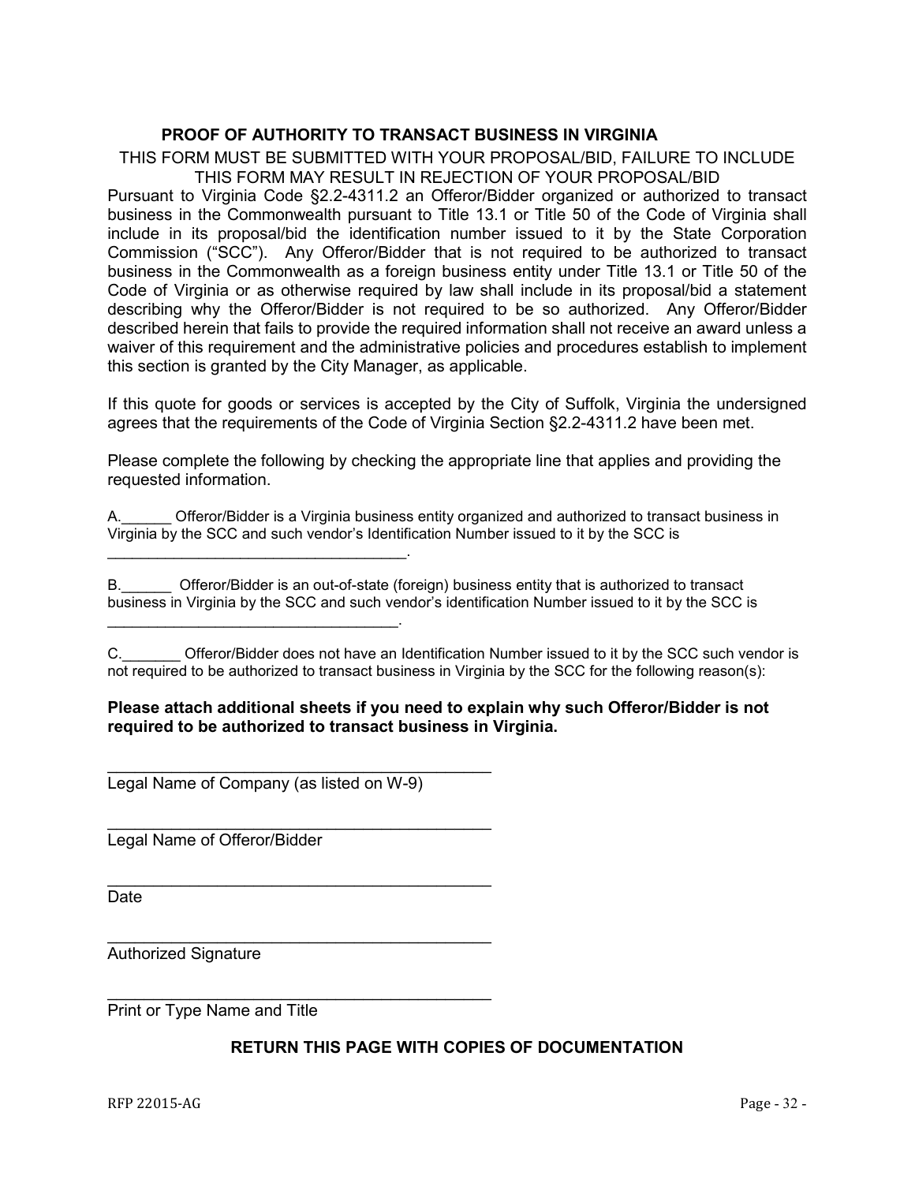## PROOF OF AUTHORITY TO TRANSACT BUSINESS IN VIRGINIA

THIS FORM MUST BE SUBMITTED WITH YOUR PROPOSAL/BID, FAILURE TO INCLUDE THIS FORM MAY RESULT IN REJECTION OF YOUR PROPOSAL/BID

Pursuant to Virginia Code §2.2-4311.2 an Offeror/Bidder organized or authorized to transact business in the Commonwealth pursuant to Title 13.1 or Title 50 of the Code of Virginia shall include in its proposal/bid the identification number issued to it by the State Corporation Commission ("SCC"). Any Offeror/Bidder that is not required to be authorized to transact business in the Commonwealth as a foreign business entity under Title 13.1 or Title 50 of the Code of Virginia or as otherwise required by law shall include in its proposal/bid a statement describing why the Offeror/Bidder is not required to be so authorized. Any Offeror/Bidder described herein that fails to provide the required information shall not receive an award unless a waiver of this requirement and the administrative policies and procedures establish to implement this section is granted by the City Manager, as applicable.

If this quote for goods or services is accepted by the City of Suffolk, Virginia the undersigned agrees that the requirements of the Code of Virginia Section §2.2-4311.2 have been met.

Please complete the following by checking the appropriate line that applies and providing the requested information.

A.______ Offeror/Bidder is a Virginia business entity organized and authorized to transact business in Virginia by the SCC and such vendor's Identification Number issued to it by the SCC is ___________________________________.

B.______ Offeror/Bidder is an out-of-state (foreign) business entity that is authorized to transact business in Virginia by the SCC and such vendor's identification Number issued to it by the SCC is __________________________________.

C._______ Offeror/Bidder does not have an Identification Number issued to it by the SCC such vendor is not required to be authorized to transact business in Virginia by the SCC for the following reason(s):

**Please attach additional sheets if you need to explain why such Offeror/Bidder is not required to be authorized to transact business in Virginia.**

___________________________________________
Legal Name of Company (as listed on W-9)

___________________________________________
Legal Name of Offeror/Bidder

___________________________________________
Date

___________________________________________
Authorized Signature

___________________________________________
Print or Type Name and Title

**RETURN THIS PAGE WITH COPIES OF DOCUMENTATION**